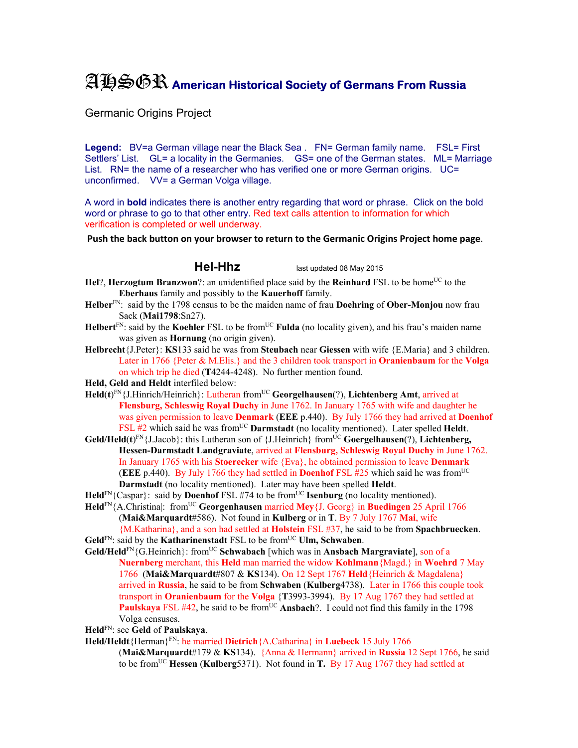# AHSGR American Historical Society of Germans From Russia

Germanic Origins Project

**Legend:** BV=a German village near the Black Sea . FN= German family name. FSL= First Settlers' List. GL= a locality in the Germanies. GS= one of the German states. ML= Marriage List. RN= the name of a researcher who has verified one or more German origins. UC= unconfirmed. VV= a German Volga village.

A word in **bold** indicates there is another entry regarding that word or phrase. Click on the bold word or phrase to go to that other entry. Red text calls attention to information for which verification is completed or well underway.

**Push the back button on your browser to return to the Germanic Origins Project home page**.

## Hel-Hhz

last updated 08 May 2015

**Hel**?, **Herzogtum Branzwon**?: an unidentified place said by the **Reinhard** FSL to be home[UC] to the **Eberhaus** family and possibly to the **Kauerhoff** family.

**Helber**[FN]: said by the 1798 census to be the maiden name of frau **Doehring** of **Ober-Monjou** now frau Sack (**Mai1798**:Sn27).

**Helbert**[FN]: said by the **Koehler** FSL to be from[UC] **Fulda** (no locality given), and his frau's maiden name was given as **Hornung** (no origin given).

**Helbrecht**{J.Peter}: **KS**133 said he was from **Steubach** near **Giessen** with wife {E.Maria} and 3 children. Later in 1766 {Peter & M.Elis.} and the 3 children took transport in **Oranienbaum** for the **Volga** on which trip he died (**T**4244-4248). No further mention found.

**Held, Geld and Heldt** interfiled below:

**Held(t)**[FN]{J.Hinrich/Heinrich}: Lutheran from[UC] **Georgelhausen**(?), **Lichtenberg Amt**, arrived at **Flensburg, Schleswig Royal Duchy** in June 1762. In January 1765 with wife and daughter he was given permission to leave **Denmark** (**EEE** p.440). By July 1766 they had arrived at **Doenhof** FSL #2 which said he was from[UC] **Darmstadt** (no locality mentioned). Later spelled **Heldt**.

**Geld/Held(t)**[FN]{J.Jacob}: this Lutheran son of {J.Heinrich} from[UC] **Goergelhausen**(?), **Lichtenberg, Hessen-Darmstadt Landgraviate**, arrived at **Flensburg, Schleswig Royal Duchy** in June 1762. In January 1765 with his **Stoerecker** wife {Eva}, he obtained permission to leave **Denmark** (**EEE** p.440). By July 1766 they had settled in **Doenhof** FSL #25 which said he was from[UC] **Darmstadt** (no locality mentioned). Later may have been spelled **Heldt**.

**Held**[FN]{Caspar}: said by **Doenhof** FSL #74 to be from[UC] **Isenburg** (no locality mentioned).

**Held**[FN]{A.Christina|: from[UC] **Georgenhausen** married **Mey**{J. Georg} in **Buedingen** 25 April 1766 (**Mai&Marquardt**#586). Not found in **Kulberg** or in **T**. By 7 July 1767 **Mai**, wife {M.Katharina}, and a son had settled at **Holstein** FSL #37, he said to be from **Spachbruecken**.

**Geld**[FN]: said by the **Katharinenstadt** FSL to be from[UC] **Ulm, Schwaben**.

**Geld/Held**[FN]{G.Heinrich}: from[UC] **Schwabach** [which was in **Ansbach Margraviate**], son of a **Nuernberg** merchant, this **Held** man married the widow **Kohlmann**{Magd.} in **Woehrd** 7 May 1766 (**Mai&Marquardt**#807 & **KS**134). On 12 Sept 1767 **Held**{Heinrich & Magdalena} arrived in **Russia**, he said to be from **Schwaben** (**Kulberg**4738). Later in 1766 this couple took transport in **Oranienbaum** for the **Volga** {**T**3993-3994). By 17 Aug 1767 they had settled at **Paulskaya** FSL #42, he said to be from[UC] **Ansbach**?. I could not find this family in the 1798 Volga censuses.

**Held**[FN]: see **Geld** of **Paulskaya**.

**Held/Heldt**{Herman}[FN]: he married **Dietrich**{A.Catharina} in **Luebeck** 15 July 1766 (**Mai&Marquardt**#179 & **KS**134). {Anna & Hermann} arrived in **Russia** 12 Sept 1766, he said to be from[UC] **Hessen** (**Kulberg**5371). Not found in **T.** By 17 Aug 1767 they had settled at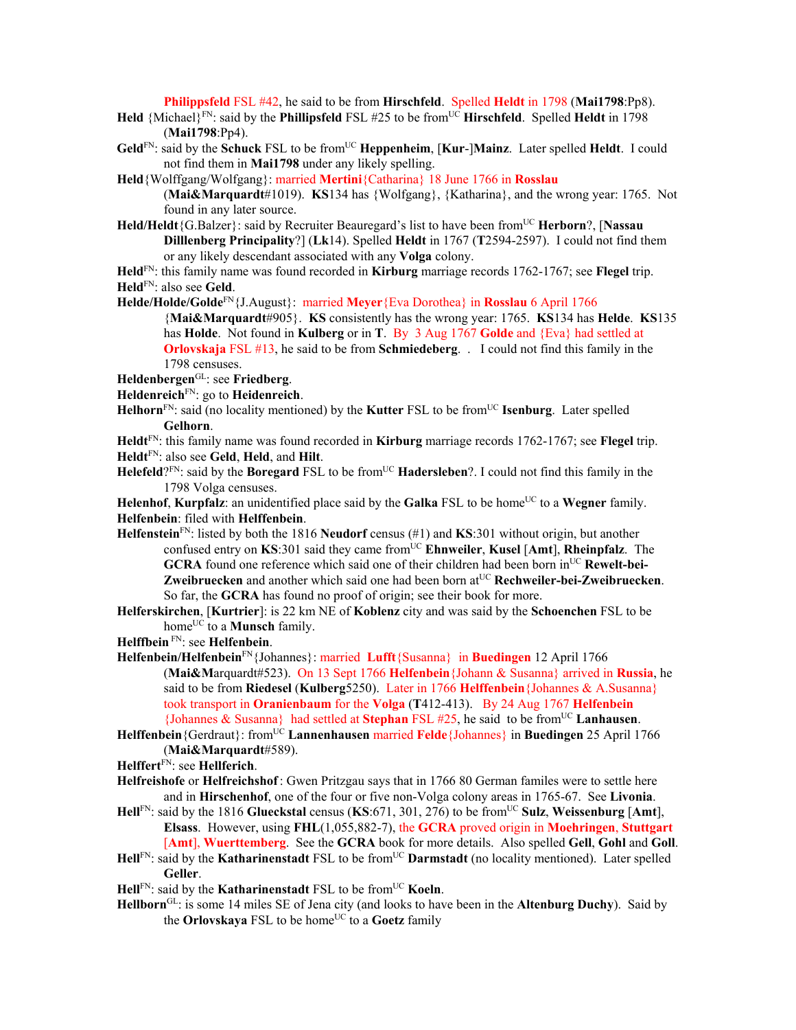**Philippsfeld** FSL #42, he said to be from **Hirschfeld**. Spelled **Heldt** in 1798 (**Mai1798**:Pp8).

**Held** {Michael}[FN]: said by the **Phillipsfeld** FSL #25 to be from[UC] **Hirschfeld**. Spelled **Heldt** in 1798 (**Mai1798**:Pp4).

**Geld**[FN]: said by the **Schuck** FSL to be from[UC] **Heppenheim**, [**Kur**-]**Mainz**. Later spelled **Heldt**. I could not find them in **Mai1798** under any likely spelling.

**Held**{Wolffgang/Wolfgang}: married **Mertini**{Catharina} 18 June 1766 in **Rosslau** (**Mai&Marquardt**#1019). **KS**134 has {Wolfgang}, {Katharina}, and the wrong year: 1765. Not found in any later source.

**Held/Heldt**{G.Balzer}: said by Recruiter Beauregard's list to have been from[UC] **Herborn**?, [**Nassau Dilllenberg Principality**?] (**Lk**14). Spelled **Heldt** in 1767 (**T**2594-2597). I could not find them or any likely descendant associated with any **Volga** colony.

**Held**[FN]: this family name was found recorded in **Kirburg** marriage records 1762-1767; see **Flegel** trip.

**Held**[FN]: also see **Geld**.

**Helde/Holde/Golde**[FN]{J.August}: married **Meyer**{Eva Dorothea} in **Rosslau** 6 April 1766 {**Mai&Marquardt**#905}. **KS** consistently has the wrong year: 1765. **KS**134 has **Helde**. **KS**135 has **Holde**. Not found in **Kulberg** or in **T**. By 3 Aug 1767 **Golde** and {Eva} had settled at **Orlovskaja** FSL #13, he said to be from **Schmiedeberg**. . I could not find this family in the 1798 censuses.

**Heldenbergen**[GL]: see **Friedberg**.

**Heldenreich**[FN]: go to **Heidenreich**.

**Helhorn**[FN]: said (no locality mentioned) by the **Kutter** FSL to be from[UC] **Isenburg**. Later spelled **Gelhorn**.

**Heldt**[FN]: this family name was found recorded in **Kirburg** marriage records 1762-1767; see **Flegel** trip.

**Heldt**[FN]: also see **Geld**, **Held**, and **Hilt**.

**Helefeld**?[FN]: said by the **Boregard** FSL to be from[UC] **Hadersleben**?. I could not find this family in the 1798 Volga censuses.

**Helenhof**, **Kurpfalz**: an unidentified place said by the **Galka** FSL to be home[UC] to a **Wegner** family.

**Helfenbein**: filed with **Helffenbein**.

**Helfenstein**[FN]: listed by both the 1816 **Neudorf** census (#1) and **KS**:301 without origin, but another confused entry on **KS**:301 said they came from[UC] **Ehnweiler**, **Kusel** [**Amt**], **Rheinpfalz**. The **GCRA** found one reference which said one of their children had been born in[UC] **Rewelt-bei-Zweibruecken** and another which said one had been born at[UC] **Rechweiler-bei-Zweibruecken**. So far, the **GCRA** has found no proof of origin; see their book for more.

**Helferskirchen**, [**Kurtrier**]: is 22 km NE of **Koblenz** city and was said by the **Schoenchen** FSL to be home[UC] to a **Munsch** family.

**Helffbein** [FN]: see **Helfenbein**.

**Helffenbein/Helfenbein**[FN]{Johannes}: married **Lufft**{Susanna} in **Buedingen** 12 April 1766 (**Mai&M**arquardt#523). On 13 Sept 1766 **Helfenbein**{Johann & Susanna} arrived in **Russia**, he said to be from **Riedesel** (**Kulberg**5250). Later in 1766 **Helffenbein**{Johannes & A.Susanna} took transport in **Oranienbaum** for the **Volga** (**T**412-413). By 24 Aug 1767 **Helfenbein** {Johannes & Susanna} had settled at **Stephan** FSL #25, he said to be from[UC] **Lanhausen**.

**Helffenbein**{Gerdraut}: from[UC] **Lannenhausen** married **Felde**{Johannes} in **Buedingen** 25 April 1766 (**Mai&Marquardt**#589).

**Helffert**[FN]: see **Hellferich**.

**Helfreishofe** or **Helfreichshof**: Gwen Pritzgau says that in 1766 80 German familes were to settle here and in **Hirschenhof**, one of the four or five non-Volga colony areas in 1765-67. See **Livonia**.

**Hell**[FN]: said by the 1816 **Glueckstal** census (**KS**:671, 301, 276) to be from[UC] **Sulz**, **Weissenburg** [**Amt**], **Elsass**. However, using **FHL**(1,055,882-7), the **GCRA** proved origin in **Moehringen**, **Stuttgart** [**Amt**], **Wuerttemberg**. See the **GCRA** book for more details. Also spelled **Gell**, **Gohl** and **Goll**.

**Hell**[FN]: said by the **Katharinenstadt** FSL to be from[UC] **Darmstadt** (no locality mentioned). Later spelled **Geller**.

**Hell**[FN]: said by the **Katharinenstadt** FSL to be from[UC] **Koeln**.

**Hellborn**[GL]: is some 14 miles SE of Jena city (and looks to have been in the **Altenburg Duchy**). Said by the **Orlovskaya** FSL to be home[UC] to a **Goetz** family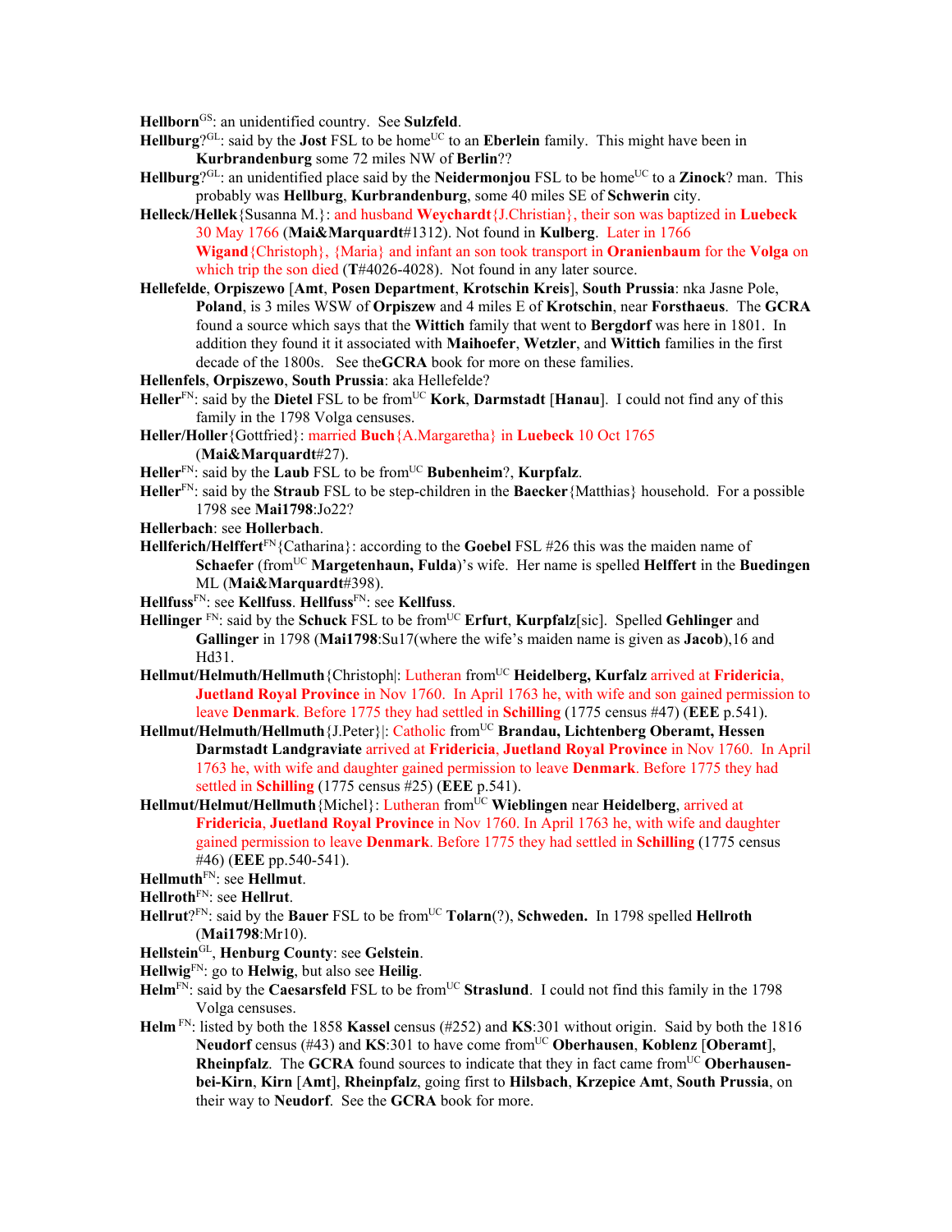**Hellborn**[GS]: an unidentified country.  See **Sulzfeld**.

**Hellburg**?[GL]: said by the **Jost** FSL to be home[UC] to an **Eberlein** family.  This might have been in **Kurbrandenburg** some 72 miles NW of **Berlin**??

**Hellburg**?[GL]: an unidentified place said by the **Neidermonjou** FSL to be home[UC] to a **Zinock**? man.  This probably was **Hellburg**, **Kurbrandenburg**, some 40 miles SE of **Schwerin** city.

**Helleck/Hellek**{Susanna M.}: and husband **Weychardt**{J.Christian}, their son was baptized in **Luebeck** 30 May 1766 (**Mai&Marquardt**#1312). Not found in **Kulberg**.  Later in 1766 **Wigand**{Christoph}, {Maria} and infant an son took transport in **Oranienbaum** for the **Volga** on which trip the son died (**T**#4026-4028).  Not found in any later source.

**Hellefelde**, **Orpiszewo** [**Amt**, **Posen Department**, **Krotschin Kreis**], **South Prussia**: nka Jasne Pole, **Poland**, is 3 miles WSW of **Orpiszew** and 4 miles E of **Krotschin**, near **Forsthaeus**.  The **GCRA** found a source which says that the **Wittich** family that went to **Bergdorf** was here in 1801.  In addition they found it associated with **Maihoefer**, **Wetzler**, and **Wittich** families in the first decade of the 1800s.   See the**GCRA** book for more on these families.

**Hellenfels**, **Orpiszewo**, **South Prussia**: aka Hellefelde?

**Heller**[FN]: said by the **Dietel** FSL to be from[UC] **Kork**, **Darmstadt** [**Hanau**].  I could not find any of this family in the 1798 Volga censuses.

**Heller/Holler**{Gottfried}: married **Buch**{A.Margaretha} in **Luebeck** 10 Oct 1765 (**Mai&Marquardt**#27).

**Heller**[FN]: said by the **Laub** FSL to be from[UC] **Bubenheim**?, **Kurpfalz**.

**Heller**[FN]: said by the **Straub** FSL to be step-children in the **Baecker**{Matthias} household.  For a possible 1798 see **Mai1798**:Jo22?

**Hellerbach**: see **Hollerbach**.

**Hellferich/Helffert**[FN]{Catharina}: according to the **Goebel** FSL #26 this was the maiden name of **Schaefer** (from[UC] **Margetenhaun, Fulda**)'s wife.  Her name is spelled **Helffert** in the **Buedingen** ML (**Mai&Marquardt**#398).

**Hellfuss**[FN]: see **Kellfuss**. **Hellfuss**[FN]: see **Kellfuss**.

**Hellinger** [FN]: said by the **Schuck** FSL to be from[UC] **Erfurt**, **Kurpfalz**[sic].  Spelled **Gehlinger** and **Gallinger** in 1798 (**Mai1798**:Su17(where the wife's maiden name is given as **Jacob**),16 and Hd31.

**Hellmut/Helmuth/Hellmuth**{Christoph|: Lutheran from[UC] **Heidelberg, Kurfalz** arrived at **Fridericia**, **Juetland Royal Province** in Nov 1760.  In April 1763 he, with wife and son gained permission to leave **Denmark**. Before 1775 they had settled in **Schilling** (1775 census #47) (**EEE** p.541).

**Hellmut/Helmuth/Hellmuth**{J.Peter}|: Catholic from[UC] **Brandau, Lichtenberg Oberamt, Hessen Darmstadt Landgraviate** arrived at **Fridericia**, **Juetland Royal Province** in Nov 1760.  In April 1763 he, with wife and daughter gained permission to leave **Denmark**. Before 1775 they had settled in **Schilling** (1775 census #25) (**EEE** p.541).

**Hellmut/Helmut/Hellmuth**{Michel}: Lutheran from[UC] **Wieblingen** near **Heidelberg**, arrived at **Fridericia**, **Juetland Royal Province** in Nov 1760. In April 1763 he, with wife and daughter gained permission to leave **Denmark**. Before 1775 they had settled in **Schilling** (1775 census #46) (**EEE** pp.540-541).

**Hellmuth**[FN]: see **Hellmut**.

**Hellroth**[FN]: see **Hellrut**.

**Hellrut**?[FN]: said by the **Bauer** FSL to be from[UC] **Tolarn**(?), **Schweden.**  In 1798 spelled **Hellroth** (**Mai1798**:Mr10).

**Hellstein**[GL], **Henburg County**: see **Gelstein**.

**Hellwig**[FN]: go to **Helwig**, but also see **Heilig**.

**Helm**[FN]: said by the **Caesarsfeld** FSL to be from[UC] **Straslund**.  I could not find this family in the 1798 Volga censuses.

**Helm** [FN]: listed by both the 1858 **Kassel** census (#252) and **KS**:301 without origin.  Said by both the 1816 **Neudorf** census (#43) and **KS**:301 to have come from[UC] **Oberhausen**, **Koblenz** [**Oberamt**], **Rheinpfalz**.  The **GCRA** found sources to indicate that they in fact came from[UC] **Oberhausen-bei-Kirn**, **Kirn** [**Amt**], **Rheinpfalz**, going first to **Hilsbach**, **Krzepice Amt**, **South Prussia**, on their way to **Neudorf**.  See the **GCRA** book for more.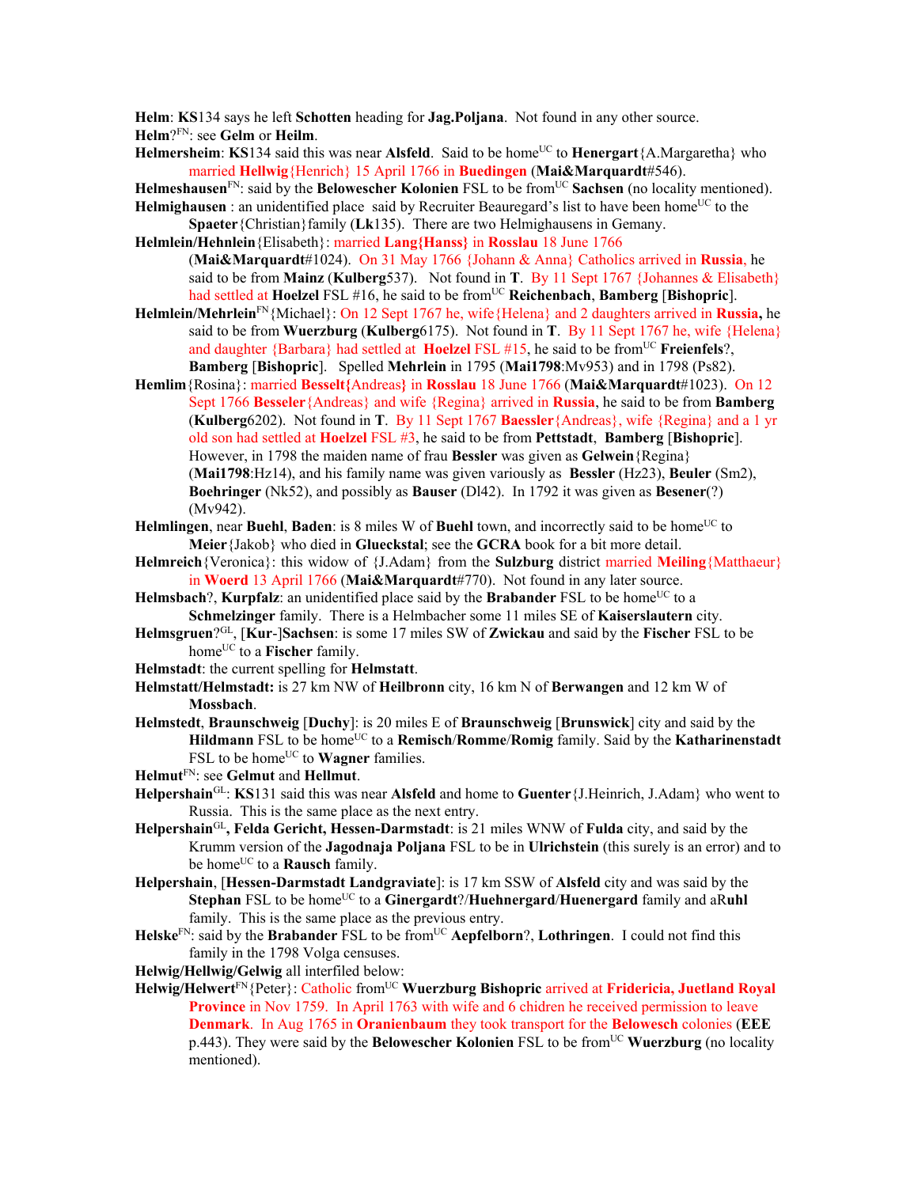**Helm**: **KS**134 says he left **Schotten** heading for **Jag.Poljana**. Not found in any other source.

**Helm**?[FN]: see **Gelm** or **Heilm**.

**Helmersheim**: **KS**134 said this was near **Alsfeld**. Said to be home[UC] to **Henergart**{A.Margaretha} who married **Hellwig**{Henrich} 15 April 1766 in **Buedingen** (**Mai&Marquardt**#546).

**Helmeshausen**[FN]: said by the **Belowescher Kolonien** FSL to be from[UC] **Sachsen** (no locality mentioned).

**Helmighausen** : an unidentified place said by Recruiter Beauregard's list to have been home[UC] to the **Spaeter**{Christian}family (**Lk**135). There are two Helmighausens in Gemany.

**Helmlein/Hehnlein**{Elisabeth}: married **Lang{Hanss}** in **Rosslau** 18 June 1766 (**Mai&Marquardt**#1024). On 31 May 1766 {Johann & Anna} Catholics arrived in **Russia**, he said to be from **Mainz** (**Kulberg**537). Not found in **T**. By 11 Sept 1767 {Johannes & Elisabeth} had settled at **Hoelzel** FSL #16, he said to be from[UC] **Reichenbach**, **Bamberg** [**Bishopric**].

**Helmlein/Mehrlein**[FN]{Michael}: On 12 Sept 1767 he, wife{Helena} and 2 daughters arrived in **Russia,** he said to be from **Wuerzburg** (**Kulberg**6175). Not found in **T**. By 11 Sept 1767 he, wife {Helena} and daughter {Barbara} had settled at **Hoelzel** FSL #15, he said to be from[UC] **Freienfels**?, **Bamberg** [**Bishopric**]. Spelled **Mehrlein** in 1795 (**Mai1798**:Mv953) and in 1798 (Ps82).

**Hemlim**{Rosina}: married **Besselt{Andreas}** in **Rosslau** 18 June 1766 (**Mai&Marquardt**#1023). On 12 Sept 1766 **Besseler**{Andreas} and wife {Regina} arrived in **Russia**, he said to be from **Bamberg** (**Kulberg**6202). Not found in **T**. By 11 Sept 1767 **Baessler**{Andreas}, wife {Regina} and a 1 yr old son had settled at **Hoelzel** FSL #3, he said to be from **Pettstadt**, **Bamberg** [**Bishopric**]. However, in 1798 the maiden name of frau **Bessler** was given as **Gelwein**{Regina} (**Mai1798**:Hz14), and his family name was given variously as **Bessler** (Hz23), **Beuler** (Sm2), **Boehringer** (Nk52), and possibly as **Bauser** (Dl42). In 1792 it was given as **Besener**(?) (Mv942).

**Helmlingen**, near **Buehl**, **Baden**: is 8 miles W of **Buehl** town, and incorrectly said to be home[UC] to **Meier**{Jakob} who died in **Glueckstal**; see the **GCRA** book for a bit more detail.

**Helmreich**{Veronica}: this widow of {J.Adam} from the **Sulzburg** district married **Meiling**{Matthaeur} in **Woerd** 13 April 1766 (**Mai&Marquardt**#770). Not found in any later source.

**Helmsbach**?, **Kurpfalz**: an unidentified place said by the **Brabander** FSL to be home[UC] to a **Schmelzinger** family. There is a Helmbacher some 11 miles SE of **Kaiserslautern** city.

**Helmsgruen**?[GL], [**Kur**-]**Sachsen**: is some 17 miles SW of **Zwickau** and said by the **Fischer** FSL to be home[UC] to a **Fischer** family.

**Helmstadt**: the current spelling for **Helmstatt**.

**Helmstatt/Helmstadt:** is 27 km NW of **Heilbronn** city, 16 km N of **Berwangen** and 12 km W of **Mossbach**.

**Helmstedt**, **Braunschweig** [**Duchy**]: is 20 miles E of **Braunschweig** [**Brunswick**] city and said by the **Hildmann** FSL to be home[UC] to a **Remisch**/**Romme**/**Romig** family. Said by the **Katharinenstadt** FSL to be home[UC] to **Wagner** families.

**Helmut**[FN]: see **Gelmut** and **Hellmut**.

**Helpershain**[GL]: **KS**131 said this was near **Alsfeld** and home to **Guenter**{J.Heinrich, J.Adam} who went to Russia. This is the same place as the next entry.

**Helpershain**[GL]**, Felda Gericht, Hessen-Darmstadt**: is 21 miles WNW of **Fulda** city, and said by the Krumm version of the **Jagodnaja Poljana** FSL to be in **Ulrichstein** (this surely is an error) and to be home[UC] to a **Rausch** family.

**Helpershain**, [**Hessen-Darmstadt Landgraviate**]: is 17 km SSW of **Alsfeld** city and was said by the **Stephan** FSL to be home[UC] to a **Ginergardt**?/**Huehnergard**/**Huenergard** family and aR**uhl** family. This is the same place as the previous entry.

**Helske**[FN]: said by the **Brabander** FSL to be from[UC] **Aepfelborn**?, **Lothringen**. I could not find this family in the 1798 Volga censuses.

**Helwig/Hellwig/Gelwig** all interfiled below:

**Helwig/Helwert**[FN]{Peter}: Catholic from[UC] **Wuerzburg Bishopric** arrived at **Fridericia, Juetland Royal Province** in Nov 1759. In April 1763 with wife and 6 chidren he received permission to leave **Denmark**. In Aug 1765 in **Oranienbaum** they took transport for the **Belowesch** colonies (**EEE** p.443). They were said by the **Belowescher Kolonien** FSL to be from[UC] **Wuerzburg** (no locality mentioned).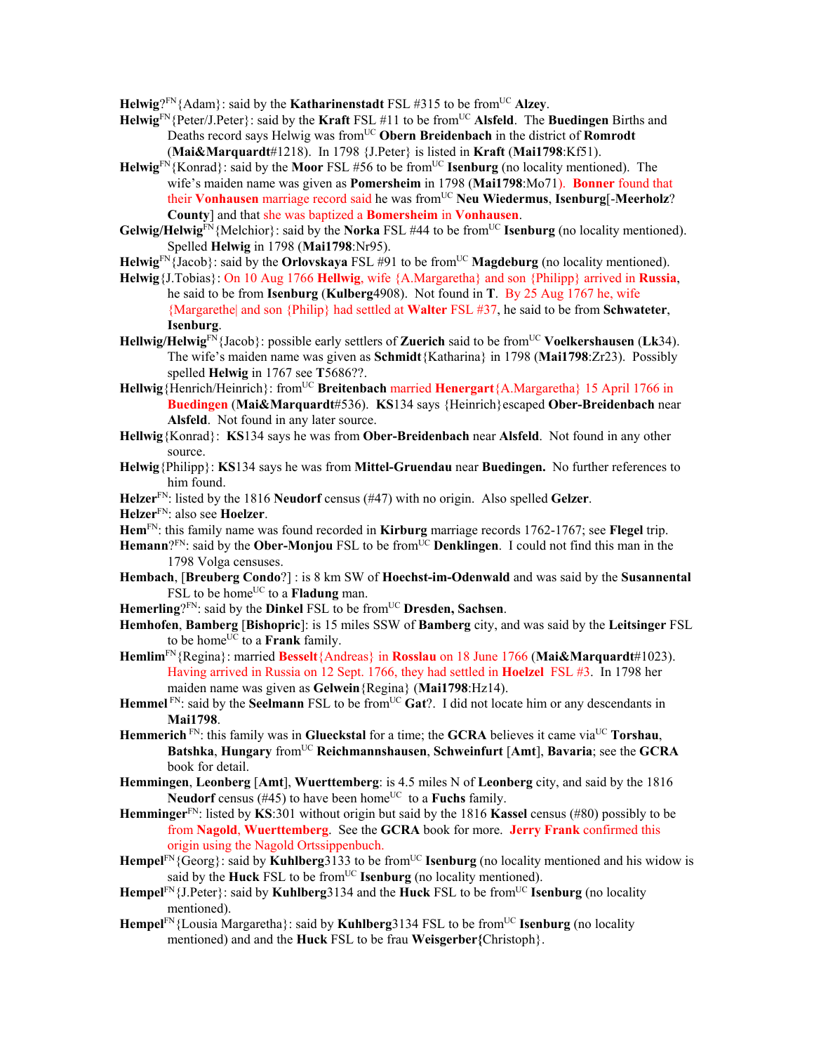**Helwig**?[FN]{Adam}: said by the **Katharinenstadt** FSL #315 to be from[UC] **Alzey**.

**Helwig**[FN]{Peter/J.Peter}: said by the **Kraft** FSL #11 to be from[UC] **Alsfeld**. The **Buedingen** Births and Deaths record says Helwig was from[UC] **Obern Breidenbach** in the district of **Romrodt** (**Mai&Marquardt**#1218). In 1798 {J.Peter} is listed in **Kraft** (**Mai1798**:Kf51).

**Helwig**[FN]{Konrad}: said by the **Moor** FSL #56 to be from[UC] **Isenburg** (no locality mentioned). The wife's maiden name was given as **Pomersheim** in 1798 (**Mai1798**:Mo71). **Bonner** found that their **Vonhausen** marriage record said he was from[UC] **Neu Wiedermus**, **Isenburg**[-**Meerholz**? **County**] and that she was baptized a **Bomersheim** in **Vonhausen**.

**Gelwig/Helwig**[FN]{Melchior}: said by the **Norka** FSL #44 to be from[UC] **Isenburg** (no locality mentioned). Spelled **Helwig** in 1798 (**Mai1798**:Nr95).

**Helwig**[FN]{Jacob}: said by the **Orlovskaya** FSL #91 to be from[UC] **Magdeburg** (no locality mentioned).

**Helwig**{J.Tobias}: On 10 Aug 1766 **Hellwig**, wife {A.Margaretha} and son {Philipp} arrived in **Russia**, he said to be from **Isenburg** (**Kulberg**4908). Not found in **T**. By 25 Aug 1767 he, wife {Margarethe| and son {Philip} had settled at **Walter** FSL #37, he said to be from **Schwateter**, **Isenburg**.

**Hellwig/Helwig**[FN]{Jacob}: possible early settlers of **Zuerich** said to be from[UC] **Voelkershausen** (**Lk**34). The wife's maiden name was given as **Schmidt**{Katharina} in 1798 (**Mai1798**:Zr23). Possibly spelled **Helwig** in 1767 see **T**5686??.

**Hellwig**{Henrich/Heinrich}: from[UC] **Breitenbach** married **Henergart**{A.Margaretha} 15 April 1766 in **Buedingen** (**Mai&Marquardt**#536). **KS**134 says {Heinrich}escaped **Ober-Breidenbach** near **Alsfeld**. Not found in any later source.

**Hellwig**{Konrad}: **KS**134 says he was from **Ober-Breidenbach** near **Alsfeld**. Not found in any other source.

**Helwig**{Philipp}: **KS**134 says he was from **Mittel-Gruendau** near **Buedingen.** No further references to him found.

**Helzer**[FN]: listed by the 1816 **Neudorf** census (#47) with no origin. Also spelled **Gelzer**.

**Helzer**[FN]: also see **Hoelzer**.

**Hem**[FN]: this family name was found recorded in **Kirburg** marriage records 1762-1767; see **Flegel** trip.

**Hemann**?[FN]: said by the **Ober-Monjou** FSL to be from[UC] **Denklingen**. I could not find this man in the 1798 Volga censuses.

**Hembach**, [**Breuberg Condo**?] : is 8 km SW of **Hoechst-im-Odenwald** and was said by the **Susannental** FSL to be home[UC] to a **Fladung** man.

**Hemerling**?[FN]: said by the **Dinkel** FSL to be from[UC] **Dresden, Sachsen**.

**Hemhofen**, **Bamberg** [**Bishopric**]: is 15 miles SSW of **Bamberg** city, and was said by the **Leitsinger** FSL to be home[UC] to a **Frank** family.

**Hemlim**[FN]{Regina}: married **Besselt**{Andreas} in **Rosslau** on 18 June 1766 (**Mai&Marquardt**#1023). Having arrived in Russia on 12 Sept. 1766, they had settled in **Hoelzel** FSL #3. In 1798 her maiden name was given as **Gelwein**{Regina} (**Mai1798**:Hz14).

**Hemmel** [FN]: said by the **Seelmann** FSL to be from[UC] **Gat**?. I did not locate him or any descendants in **Mai1798**.

**Hemmerich** [FN]: this family was in **Glueckstal** for a time; the **GCRA** believes it came via[UC] **Torshau**, **Batshka**, **Hungary** from[UC] **Reichmannshausen**, **Schweinfurt** [**Amt**], **Bavaria**; see the **GCRA** book for detail.

**Hemmingen**, **Leonberg** [**Amt**], **Wuerttemberg**: is 4.5 miles N of **Leonberg** city, and said by the 1816 **Neudorf** census (#45) to have been home[UC] to a **Fuchs** family.

**Hemminger**[FN]: listed by **KS**:301 without origin but said by the 1816 **Kassel** census (#80) possibly to be from **Nagold**, **Wuerttemberg**. See the **GCRA** book for more. **Jerry Frank** confirmed this origin using the Nagold Ortssippenbuch.

**Hempel**[FN]{Georg}: said by **Kuhlberg**3133 to be from[UC] **Isenburg** (no locality mentioned and his widow is said by the **Huck** FSL to be from[UC] **Isenburg** (no locality mentioned).

**Hempel**[FN]{J.Peter}: said by **Kuhlberg**3134 and the **Huck** FSL to be from[UC] **Isenburg** (no locality mentioned).

**Hempel**[FN]{Lousia Margaretha}: said by **Kuhlberg**3134 FSL to be from[UC] **Isenburg** (no locality mentioned) and and the **Huck** FSL to be frau **Weisgerber{**Christoph}.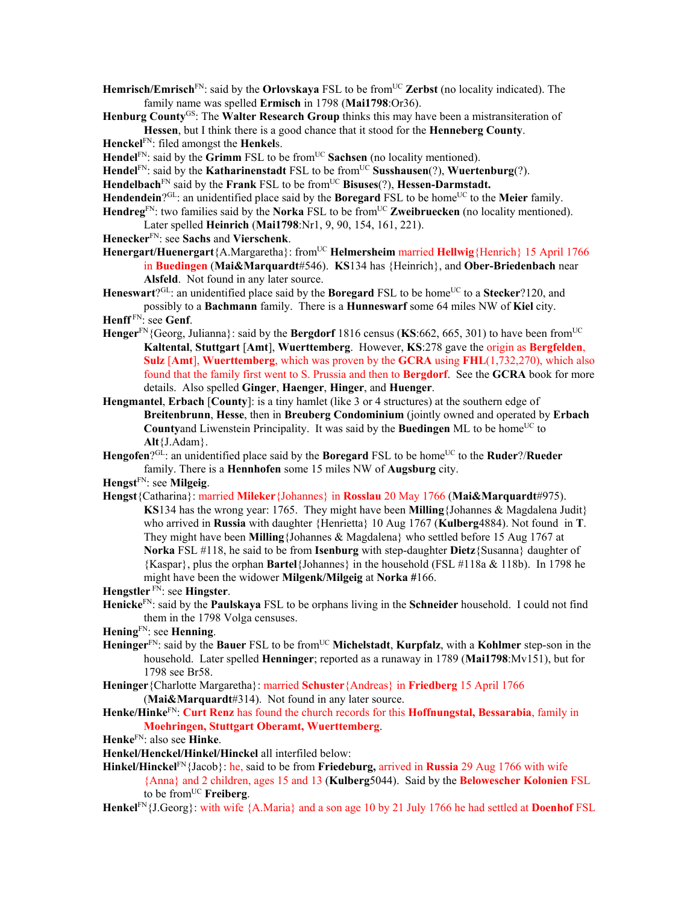**Hemrisch/Emrisch**FN: said by the **Orlovskaya** FSL to be fromUC **Zerbst** (no locality indicated). The family name was spelled **Ermisch** in 1798 (**Mai1798**:Or36).

**Henburg County**GS: The **Walter Research Group** thinks this may have been a mistransiteration of **Hessen**, but I think there is a good chance that it stood for the **Henneberg County**.

**Henckel**FN: filed amongst the **Henkel**s.

**Hendel**FN: said by the **Grimm** FSL to be fromUC **Sachsen** (no locality mentioned).

**Hendel**FN: said by the **Katharinenstadt** FSL to be fromUC **Susshausen**(?), **Wuertenburg**(?).

**Hendelbach**FN said by the **Frank** FSL to be fromUC **Bisuses**(?), **Hessen-Darmstadt.**

**Hendendein**?GL: an unidentified place said by the **Boregard** FSL to be homeUC to the **Meier** family.

**Hendreg**FN: two families said by the **Norka** FSL to be fromUC **Zweibruecken** (no locality mentioned). Later spelled **Heinrich** (**Mai1798**:Nr1, 9, 90, 154, 161, 221).

**Henecker**FN: see **Sachs** and **Vierschenk**.

**Henergart/Huenergart**{A.Margaretha}: fromUC **Helmersheim** married **Hellwig**{Henrich} 15 April 1766 in **Buedingen** (**Mai&Marquardt**#546). **KS**134 has {Heinrich}, and **Ober-Briedenbach** near **Alsfeld**. Not found in any later source.

**Heneswart**?GL: an unidentified place said by the **Boregard** FSL to be homeUC to a **Stecker**?120, and possibly to a **Bachmann** family. There is a **Hunneswarf** some 64 miles NW of **Kiel** city.

**Henff** FN: see **Genf**.

**Henger**FN{Georg, Julianna}: said by the **Bergdorf** 1816 census (**KS**:662, 665, 301) to have been fromUC **Kaltental**, **Stuttgart** [**Amt**], **Wuerttemberg**. However, **KS**:278 gave the origin as **Bergfelden**, **Sulz** [**Amt**], **Wuerttemberg**, which was proven by the **GCRA** using **FHL**(1,732,270), which also found that the family first went to S. Prussia and then to **Bergdorf**. See the **GCRA** book for more details. Also spelled **Ginger**, **Haenger**, **Hinger**, and **Huenger**.

**Hengmantel**, **Erbach** [**County**]: is a tiny hamlet (like 3 or 4 structures) at the southern edge of **Breitenbrunn**, **Hesse**, then in **Breuberg Condominium** (jointly owned and operated by **Erbach County**and Liwenstein Principality. It was said by the **Buedingen** ML to be homeUC to **Alt**{J.Adam}.

**Hengofen**?GL: an unidentified place said by the **Boregard** FSL to be homeUC to the **Ruder**?/**Rueder** family. There is a **Hennhofen** some 15 miles NW of **Augsburg** city.

**Hengst**FN: see **Milgeig**.

**Hengst**{Catharina}: married **Mileker**{Johannes} in **Rosslau** 20 May 1766 (**Mai&Marquardt**#975). **KS**134 has the wrong year: 1765. They might have been **Milling**{Johannes & Magdalena Judit} who arrived in **Russia** with daughter {Henrietta} 10 Aug 1767 (**Kulberg**4884). Not found in **T**. They might have been **Milling**{Johannes & Magdalena} who settled before 15 Aug 1767 at **Norka** FSL #118, he said to be from **Isenburg** with step-daughter **Dietz**{Susanna} daughter of {Kaspar}, plus the orphan **Bartel**{Johannes} in the household (FSL #118a & 118b). In 1798 he might have been the widower **Milgenk/Milgeig** at **Norka** #166.

**Hengstler** FN: see **Hingster**.

**Henicke**FN: said by the **Paulskaya** FSL to be orphans living in the **Schneider** household. I could not find them in the 1798 Volga censuses.

**Hening**FN: see **Henning**.

**Heninger**FN: said by the **Bauer** FSL to be fromUC **Michelstadt**, **Kurpfalz**, with a **Kohlmer** step-son in the household. Later spelled **Henninger**; reported as a runaway in 1789 (**Mai1798**:Mv151), but for 1798 see Br58.

**Heninger**{Charlotte Margaretha}: married **Schuster**{Andreas} in **Friedberg** 15 April 1766 (**Mai&Marquardt**#314). Not found in any later source.

**Henke/Hinke**FN: **Curt Renz** has found the church records for this **Hoffnungstal, Bessarabia**, family in **Moehringen, Stuttgart Oberamt, Wuerttemberg**.

**Henke**FN: also see **Hinke**.

**Henkel/Henckel/Hinkel/Hinckel** all interfiled below:

**Hinkel/Hinckel**FN{Jacob}: he, said to be from **Friedeburg,** arrived in **Russia** 29 Aug 1766 with wife {Anna} and 2 children, ages 15 and 13 (**Kulberg**5044). Said by the **Belowescher Kolonien** FSL to be fromUC **Freiberg**.

**Henkel**FN{J.Georg}: with wife {A.Maria} and a son age 10 by 21 July 1766 he had settled at **Doenhof** FSL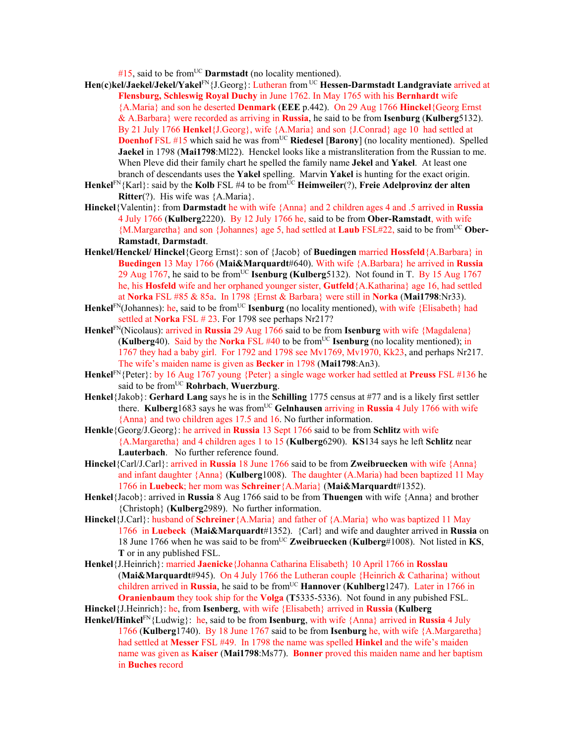#15, said to be from[UC] **Darmstadt** (no locality mentioned).

**Hen(c)kel/Jaekel/Jekel/Yakel**[FN]{J.Georg}: Lutheran from [UC] **Hessen-Darmstadt Landgraviate** arrived at **Flensburg, Schleswig Royal Duchy** in June 1762. In May 1765 with his **Bernhardt** wife {A.Maria} and son he deserted **Denmark** (**EEE** p.442). On 29 Aug 1766 **Hinckel**{Georg Ernst & A.Barbara} were recorded as arriving in **Russia**, he said to be from **Isenburg** (**Kulberg**5132). By 21 July 1766 **Henkel**{J.Georg}, wife {A.Maria} and son {J.Conrad} age 10 had settled at **Doenhof** FSL #15 which said he was from[UC] **Riedesel** [**Barony**] (no locality mentioned). Spelled **Jaekel** in 1798 (**Mai1798**:Ml22). Henckel looks like a mistransliteration from the Russian to me. When Pleve did their family chart he spelled the family name **Jekel** and **Yakel**. At least one branch of descendants uses the **Yakel** spelling. Marvin **Yakel** is hunting for the exact origin.

**Henkel**[FN]{Karl}: said by the **Kolb** FSL #4 to be from[UC] **Heimweiler**(?), **Freie Adelprovinz der alten Ritter**(?). His wife was {A.Maria}.

**Hinckel**{Valentin}: from **Darmstadt** he with wife {Anna} and 2 children ages 4 and .5 arrived in **Russia** 4 July 1766 (**Kulberg**2220). By 12 July 1766 he, said to be from **Ober-Ramstadt**, with wife {M.Margaretha} and son {Johannes} age 5, had settled at **Laub** FSL#22, said to be from[UC] **Ober-Ramstadt**, **Darmstadt**.

**Henkel/Henckel/ Hinckel**{Georg Ernst}: son of {Jacob} of **Buedingen** married **Hossfeld**{A.Barbara} in **Buedingen** 13 May 1766 (**Mai&Marquardt**#640). With wife {A.Barbara} he arrived in **Russia** 29 Aug 1767, he said to be from[UC] **Isenburg** (**Kulberg**5132). Not found in T. By 15 Aug 1767 he, his **Hosfeld** wife and her orphaned younger sister, **Gutfeld**{A.Katharina} age 16, had settled at **Norka** FSL #85 & 85a. In 1798 {Ernst & Barbara} were still in **Norka** (**Mai1798**:Nr33).

**Henkel**[FN](Johannes): he, said to be from[UC] **Isenburg** (no locality mentioned), with wife {Elisabeth} had settled at **Norka** FSL # 23. For 1798 see perhaps Nr217?

**Henkel**[FN](Nicolaus): arrived in **Russia** 29 Aug 1766 said to be from **Isenburg** with wife {Magdalena} (**Kulberg**40). Said by the **Norka** FSL #40 to be from[UC] **Isenburg** (no locality mentioned); in 1767 they had a baby girl. For 1792 and 1798 see Mv1769, Mv1970, Kk23, and perhaps Nr217. The wife's maiden name is given as **Becker** in 1798 (**Mai1798**:An3).

**Henkel**[FN]{Peter}: by 16 Aug 1767 young {Peter} a single wage worker had settled at **Preuss** FSL #136 he said to be from[UC] **Rohrbach**, **Wuerzburg**.

**Henkel**{Jakob}: **Gerhard Lang** says he is in the **Schilling** 1775 census at #77 and is a likely first settler there. **Kulberg**1683 says he was from[UC] **Gelnhausen** arriving in **Russia** 4 July 1766 with wife {Anna} and two children ages 17.5 and 16. No further information.

**Henkle**{Georg/J.Georg}: he arrived in **Russia** 13 Sept 1766 said to be from **Schlitz** with wife {A.Margaretha} and 4 children ages 1 to 15 (**Kulberg**6290). **KS**134 says he left **Schlitz** near **Lauterbach**. No further reference found.

**Hinckel**{Carl/J.Carl}: arrived in **Russia** 18 June 1766 said to be from **Zweibruecken** with wife {Anna} and infant daughter {Anna} (**Kulberg**1008). The daughter (A.Maria) had been baptized 11 May 1766 in **Luebeck**; her mom was **Schreiner**{A.Maria} (**Mai&Marquardt**#1352).

**Henkel**{Jacob}: arrived in **Russia** 8 Aug 1766 said to be from **Thuengen** with wife {Anna} and brother {Christoph} (**Kulberg**2989). No further information.

**Hinckel**{J.Carl}: husband of **Schreiner**{A.Maria} and father of {A.Maria} who was baptized 11 May 1766 in **Luebeck** (**Mai&Marquardt**#1352). {Carl} and wife and daughter arrived in **Russia** on 18 June 1766 when he was said to be from[UC] **Zweibruecken** (**Kulberg**#1008). Not listed in **KS**, **T** or in any published FSL.

**Henkel**{J.Heinrich}: married **Jaenicke**{Johanna Catharina Elisabeth} 10 April 1766 in **Rosslau** (**Mai&Marquardt**#945). On 4 July 1766 the Lutheran couple {Heinrich & Catharina} without children arrived in **Russia**, he said to be from[UC] **Hannover** (**Kuhlberg**1247). Later in 1766 in **Oranienbaum** they took ship for the **Volga** (**T**5335-5336). Not found in any pubished FSL.

**Hinckel**{J.Heinrich}: he, from **Isenberg**, with wife {Elisabeth} arrived in **Russia** (**Kulberg**

**Henkel/Hinkel**[FN]{Ludwig}: he, said to be from **Isenburg**, with wife {Anna} arrived in **Russia** 4 July 1766 (**Kulberg**1740). By 18 June 1767 said to be from **Isenburg** he, with wife {A.Margaretha} had settled at **Messer** FSL #49. In 1798 the name was spelled **Hinkel** and the wife's maiden name was given as **Kaiser** (**Mai1798**:Ms77). **Bonner** proved this maiden name and her baptism in **Buches** record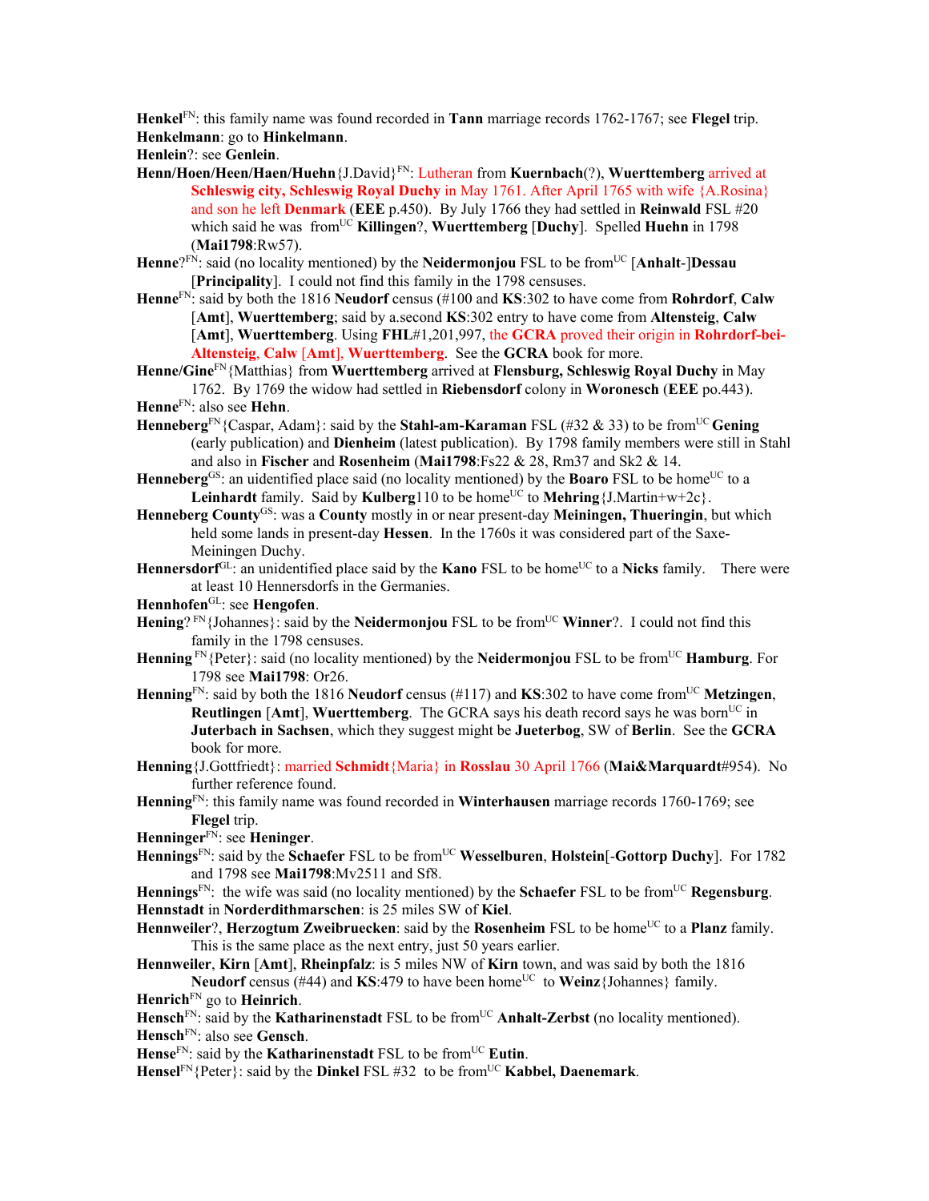**Henkel**[FN]: this family name was found recorded in **Tann** marriage records 1762-1767; see **Flegel** trip.

**Henkelmann**: go to **Hinkelmann**.

**Henlein**?: see **Genlein**.

**Henn/Hoen/Heen/Haen/Huehn**{J.David}[FN]: Lutheran from **Kuernbach**(?), **Wuerttemberg** arrived at **Schleswig city, Schleswig Royal Duchy** in May 1761. After April 1765 with wife {A.Rosina} and son he left **Denmark** (**EEE** p.450). By July 1766 they had settled in **Reinwald** FSL #20 which said he was from[UC] **Killingen**?, **Wuerttemberg** [**Duchy**]. Spelled **Huehn** in 1798 (**Mai1798**:Rw57).

**Henne**?[FN]: said (no locality mentioned) by the **Neidermonjou** FSL to be from[UC] [**Anhalt**-]**Dessau** [**Principality**]. I could not find this family in the 1798 censuses.

**Henne**[FN]: said by both the 1816 **Neudorf** census (#100 and **KS**:302 to have come from **Rohrdorf**, **Calw** [**Amt**], **Wuerttemberg**; said by a.second **KS**:302 entry to have come from **Altensteig**, **Calw** [**Amt**], **Wuerttemberg**. Using **FHL**#1,201,997, the **GCRA** proved their origin in **Rohrdorf-bei-Altensteig**, **Calw** [**Amt**], **Wuerttemberg**. See the **GCRA** book for more.

**Henne/Gine**[FN]{Matthias} from **Wuerttemberg** arrived at **Flensburg, Schleswig Royal Duchy** in May 1762. By 1769 the widow had settled in **Riebensdorf** colony in **Woronesch** (**EEE** po.443).

**Henne**[FN]: also see **Hehn**.

**Henneberg**[FN]{Caspar, Adam}: said by the **Stahl-am-Karaman** FSL (#32 & 33) to be from[UC] **Gening** (early publication) and **Dienheim** (latest publication). By 1798 family members were still in Stahl and also in **Fischer** and **Rosenheim** (**Mai1798**:Fs22 & 28, Rm37 and Sk2 & 14.

**Henneberg**[GS]: an uidentified place said (no locality mentioned) by the **Boaro** FSL to be home[UC] to a **Leinhardt** family. Said by **Kulberg**110 to be home[UC] to **Mehring**{J.Martin+w+2c}.

**Henneberg County**[GS]: was a **County** mostly in or near present-day **Meiningen, Thueringin**, but which held some lands in present-day **Hessen**. In the 1760s it was considered part of the Saxe-Meiningen Duchy.

**Hennersdorf**[GL]: an unidentified place said by the **Kano** FSL to be home[UC] to a **Nicks** family. There were at least 10 Hennersdorfs in the Germanies.

**Hennhofen**[GL]: see **Hengofen**.

**Hening**? [FN]{Johannes}: said by the **Neidermonjou** FSL to be from[UC] **Winner**?. I could not find this family in the 1798 censuses.

**Henning** [FN]{Peter}: said (no locality mentioned) by the **Neidermonjou** FSL to be from[UC] **Hamburg**. For 1798 see **Mai1798**: Or26.

**Henning**[FN]: said by both the 1816 **Neudorf** census (#117) and **KS**:302 to have come from[UC] **Metzingen**, **Reutlingen** [**Amt**], **Wuerttemberg**. The GCRA says his death record says he was born[UC] in **Juterbach in Sachsen**, which they suggest might be **Jueterbog**, SW of **Berlin**. See the **GCRA** book for more.

**Henning**{J.Gottfriedt}: married **Schmidt**{Maria} in **Rosslau** 30 April 1766 (**Mai&Marquardt**#954). No further reference found.

**Henning**[FN]: this family name was found recorded in **Winterhausen** marriage records 1760-1769; see **Flegel** trip.

**Henninger**[FN]: see **Heninger**.

**Hennings**[FN]: said by the **Schaefer** FSL to be from[UC] **Wesselburen**, **Holstein**[-**Gottorp Duchy**]. For 1782 and 1798 see **Mai1798**:Mv2511 and Sf8.

**Hennings**[FN]: the wife was said (no locality mentioned) by the **Schaefer** FSL to be from[UC] **Regensburg**.

**Hennstadt** in **Norderdithmarschen**: is 25 miles SW of **Kiel**.

**Hennweiler**?, **Herzogtum Zweibruecken**: said by the **Rosenheim** FSL to be home[UC] to a **Planz** family. This is the same place as the next entry, just 50 years earlier.

**Hennweiler**, **Kirn** [**Amt**], **Rheinpfalz**: is 5 miles NW of **Kirn** town, and was said by both the 1816 **Neudorf** census (#44) and **KS**:479 to have been home[UC] to **Weinz**{Johannes} family.

**Henrich**[FN] go to **Heinrich**.

**Hensch**[FN]: said by the **Katharinenstadt** FSL to be from[UC] **Anhalt-Zerbst** (no locality mentioned).

**Hensch**[FN]: also see **Gensch**.

**Hense**[FN]: said by the **Katharinenstadt** FSL to be from[UC] **Eutin**.

**Hensel**[FN]{Peter}: said by the **Dinkel** FSL #32 to be from[UC] **Kabbel, Daenemark**.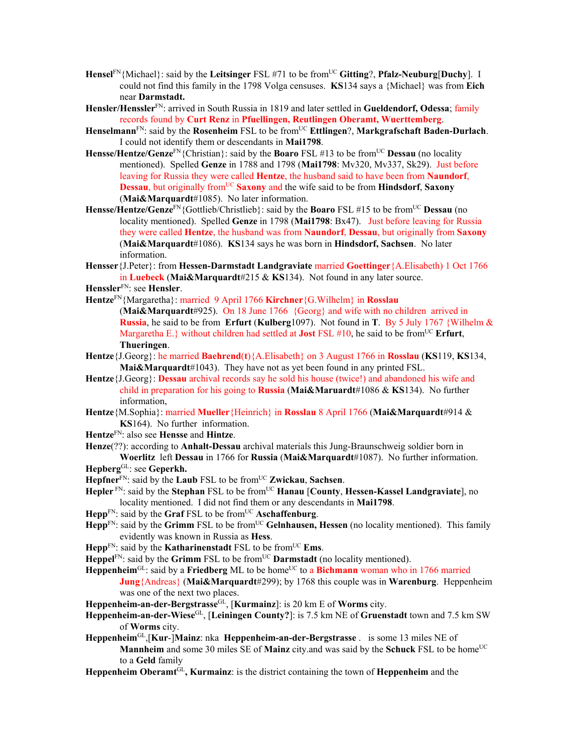**Hensel**[FN]{Michael}: said by the **Leitsinger** FSL #71 to be from[UC] **Gitting**?, **Pfalz-Neuburg**[**Duchy**]. I could not find this family in the 1798 Volga censuses. **KS**134 says a {Michael} was from **Eich** near **Darmstadt.**

**Hensler/Henssler**[FN]: arrived in South Russia in 1819 and later settled in **Gueldendorf, Odessa**; family records found by **Curt Renz** in **Pfuellingen, Reutlingen Oberamt, Wuerttemberg**.

**Henselmann**[FN]: said by the **Rosenheim** FSL to be from[UC] **Ettlingen**?, **Markgrafschaft Baden-Durlach**. I could not identify them or descendants in **Mai1798**.

**Hensse/Hentze/Genze**[FN]{Christian}: said by the **Boaro** FSL #13 to be from[UC] **Dessau** (no locality mentioned). Spelled **Genze** in 1788 and 1798 (**Mai1798**: Mv320, Mv337, Sk29). Just before leaving for Russia they were called **Hentze**, the husband said to have been from **Naundorf**, **Dessau**, but originally from[UC] **Saxony** and the wife said to be from **Hindsdorf**, **Saxony** (**Mai&Marquardt**#1085). No later information.

**Hensse/Hentze/Genze**[FN]{Gottlieb/Christlieb}: said by the **Boaro** FSL #15 to be from[UC] **Dessau** (no locality mentioned). Spelled **Genze** in 1798 (**Mai1798**: Bx47). Just before leaving for Russia they were called **Hentze**, the husband was from **Naundorf**, **Dessau**, but originally from **Saxony** (**Mai&Marquardt**#1086). **KS**134 says he was born in **Hindsdorf, Sachsen**. No later information.

**Hensser**{J.Peter}: from **Hessen-Darmstadt Landgraviate** married **Goettinger**{A.Elisabeth) 1 Oct 1766 in **Luebeck** (**Mai&Marquardt**#215 & **KS**134). Not found in any later source.

**Henssler**[FN]: see **Hensler**.

**Hentze**[FN]{Margaretha}: married 9 April 1766 **Kirchner**{G.Wilhelm} in **Rosslau** (**Mai&Marquardt**#925). On 18 June 1766 {Georg} and wife with no children arrived in **Russia**, he said to be from **Erfurt** (**Kulberg**1097). Not found in **T**. By 5 July 1767 {Wilhelm & Margaretha E.} without children had settled at **Jost** FSL #10, he said to be from[UC] **Erfurt**, **Thueringen**.

**Hentze**{J.Georg}: he married **Baehrend(t)**{A.Elisabeth} on 3 August 1766 in **Rosslau** (**KS**119, **KS**134, **Mai&Marquardt**#1043). They have not as yet been found in any printed FSL.

**Hentze**{J.Georg}: **Dessau** archival records say he sold his house (twice!) and abandoned his wife and child in preparation for his going to **Russia** (**Mai&Maruardt**#1086 & **KS**134). No further information,

**Hentze**{M.Sophia}: married **Mueller**{Heinrich} in **Rosslau** 8 April 1766 (**Mai&Marquardt**#914 & **KS**164). No further information.

**Hentze**[FN]: also see **Hensse** and **Hintze**.

**Henze**(??): according to **Anhalt-Dessau** archival materials this Jung-Braunschweig soldier born in **Woerlitz** left **Dessau** in 1766 for **Russia** (**Mai&Marquardt**#1087). No further information.

**Hepberg**[GL]: see **Geperkh.**

**Hepfner**[FN]: said by the **Laub** FSL to be from[UC] **Zwickau**, **Sachsen**.

**Hepler** [FN]: said by the **Stephan** FSL to be from[UC] **Hanau** [**County**, **Hessen-Kassel Landgraviate**], no locality mentioned. I did not find them or any descendants in **Mai1798**.

**Hepp**[FN]: said by the **Graf** FSL to be from[UC] **Aschaffenburg**.

**Hepp**[FN]: said by the **Grimm** FSL to be from[UC] **Gelnhausen, Hessen** (no locality mentioned). This family evidently was known in Russia as **Hess**.

**Hepp**[FN]: said by the **Katharinenstadt** FSL to be from[UC] **Ems**.

**Heppel**[FN]: said by the **Grimm** FSL to be from[UC] **Darmstadt** (no locality mentioned).

**Heppenheim**[GL]: said by a **Friedberg** ML to be home[UC] to a **Bichmann** woman who in 1766 married **Jung**{Andreas} (**Mai&Marquardt**#299); by 1768 this couple was in **Warenburg**. Heppenheim was one of the next two places.

**Heppenheim-an-der-Bergstrasse**[GL], [**Kurmainz**]: is 20 km E of **Worms** city.

**Heppenheim-an-der-Wiese**[GL], [**Leiningen County?**]: is 7.5 km NE of **Gruenstadt** town and 7.5 km SW of **Worms** city.

**Heppenheim**[GL],[**Kur**-]**Mainz**: nka **Heppenheim-an-der-Bergstrasse** . is some 13 miles NE of **Mannheim** and some 30 miles SE of **Mainz** city.and was said by the **Schuck** FSL to be home[UC] to a **Geld** family

**Heppenheim Oberamt**[GL]**, Kurmainz**: is the district containing the town of **Heppenheim** and the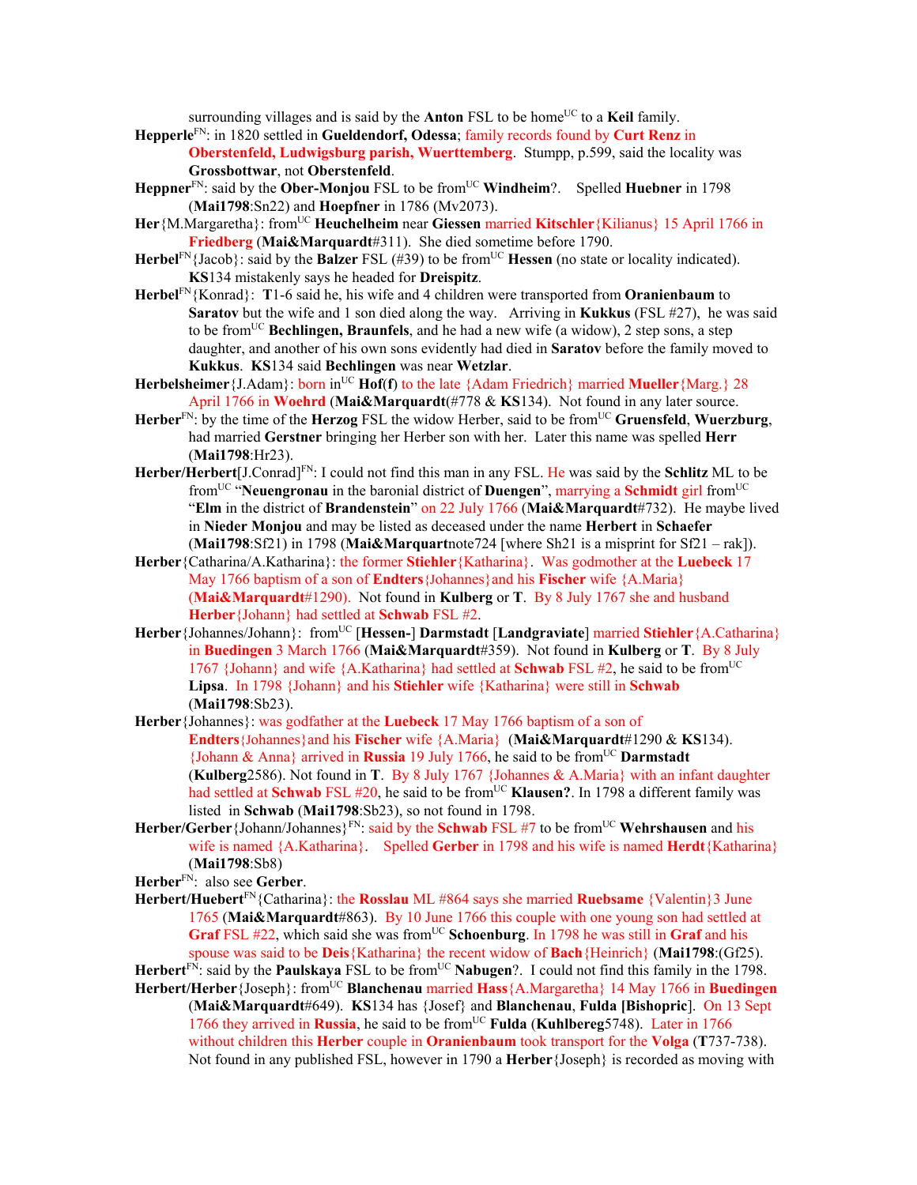surrounding villages and is said by the **Anton** FSL to be home[UC] to a **Keil** family.

**Hepperle**[FN]: in 1820 settled in **Gueldendorf, Odessa**; family records found by **Curt Renz** in **Oberstenfeld, Ludwigsburg parish, Wuerttemberg**. Stumpp, p.599, said the locality was **Grossbottwar**, not **Oberstenfeld**.

**Heppner**[FN]: said by the **Ober-Monjou** FSL to be from[UC] **Windheim**?. Spelled **Huebner** in 1798 (**Mai1798**:Sn22) and **Hoepfner** in 1786 (Mv2073).

**Her**{M.Margaretha}: from[UC] **Heuchelheim** near **Giessen** married **Kitschler**{Kilianus} 15 April 1766 in **Friedberg** (**Mai&Marquardt**#311). She died sometime before 1790.

**Herbel**[FN]{Jacob}: said by the **Balzer** FSL (#39) to be from[UC] **Hessen** (no state or locality indicated). **KS**134 mistakenly says he headed for **Dreispitz**.

**Herbel**[FN]{Konrad}: **T**1-6 said he, his wife and 4 children were transported from **Oranienbaum** to **Saratov** but the wife and 1 son died along the way. Arriving in **Kukkus** (FSL #27), he was said to be from[UC] **Bechlingen, Braunfels**, and he had a new wife (a widow), 2 step sons, a step daughter, and another of his own sons evidently had died in **Saratov** before the family moved to **Kukkus**. **KS**134 said **Bechlingen** was near **Wetzlar**.

**Herbelsheimer**{J.Adam}: born in[UC] **Hof(f)** to the late {Adam Friedrich} married **Mueller**{Marg.} 28 April 1766 in **Woehrd** (**Mai&Marquardt**(#778 & **KS**134). Not found in any later source.

**Herber**[FN]: by the time of the **Herzog** FSL the widow Herber, said to be from[UC] **Gruensfeld**, **Wuerzburg**, had married **Gerstner** bringing her Herber son with her. Later this name was spelled **Herr** (**Mai1798**:Hr23).

**Herber/Herbert**[J.Conrad][FN]: I could not find this man in any FSL. He was said by the **Schlitz** ML to be from[UC] "**Neuengronau** in the baronial district of **Duengen**", marrying a **Schmidt** girl from[UC] "**Elm** in the district of **Brandenstein**" on 22 July 1766 (**Mai&Marquardt**#732). He maybe lived in **Nieder Monjou** and may be listed as deceased under the name **Herbert** in **Schaefer** (**Mai1798**:Sf21) in 1798 (**Mai&Marquart**note724 [where Sh21 is a misprint for Sf21 – rak]).

**Herber**{Catharina/A.Katharina}: the former **Stiehler**{Katharina}. Was godmother at the **Luebeck** 17 May 1766 baptism of a son of **Endters**{Johannes}and his **Fischer** wife {A.Maria} (**Mai&Marquardt**#1290). Not found in **Kulberg** or **T**. By 8 July 1767 she and husband **Herber**{Johann} had settled at **Schwab** FSL #2.

**Herber**{Johannes/Johann}: from[UC] [**Hessen-**] **Darmstadt** [**Landgraviate**] married **Stiehler**{A.Catharina} in **Buedingen** 3 March 1766 (**Mai&Marquardt**#359). Not found in **Kulberg** or **T**. By 8 July 1767 {Johann} and wife {A.Katharina} had settled at **Schwab** FSL #2, he said to be from[UC] **Lipsa**. In 1798 {Johann} and his **Stiehler** wife {Katharina} were still in **Schwab** (**Mai1798**:Sb23).

**Herber**{Johannes}: was godfather at the **Luebeck** 17 May 1766 baptism of a son of **Endters**{Johannes}and his **Fischer** wife {A.Maria} (**Mai&Marquardt**#1290 & **KS**134). {Johann & Anna} arrived in **Russia** 19 July 1766, he said to be from[UC] **Darmstadt** (**Kulberg**2586). Not found in **T**. By 8 July 1767 {Johannes & A.Maria} with an infant daughter had settled at **Schwab** FSL #20, he said to be from[UC] **Klausen?**. In 1798 a different family was listed in **Schwab** (**Mai1798**:Sb23), so not found in 1798.

**Herber/Gerber**{Johann/Johannes}[FN]: said by the **Schwab** FSL #7 to be from[UC] **Wehrshausen** and his wife is named {A.Katharina}. Spelled **Gerber** in 1798 and his wife is named **Herdt**{Katharina} (**Mai1798**:Sb8)

**Herber**[FN]: also see **Gerber**.

**Herbert/Huebert**[FN]{Catharina}: the **Rosslau** ML #864 says she married **Ruebsame** {Valentin}3 June 1765 (**Mai&Marquardt**#863). By 10 June 1766 this couple with one young son had settled at **Graf** FSL #22, which said she was from[UC] **Schoenburg**. In 1798 he was still in **Graf** and his spouse was said to be **Deis**{Katharina} the recent widow of **Bach**{Heinrich} (**Mai1798**:(Gf25).

**Herbert**[FN]: said by the **Paulskaya** FSL to be from[UC] **Nabugen**?. I could not find this family in the 1798.

**Herbert/Herber**{Joseph}: from[UC] **Blanchenau** married **Hass**{A.Margaretha} 14 May 1766 in **Buedingen** (**Mai&Marquardt**#649). **KS**134 has {Josef} and **Blanchenau**, **Fulda [Bishopric]**. On 13 Sept 1766 they arrived in **Russia**, he said to be from[UC] **Fulda** (**Kuhlbereg**5748). Later in 1766 without children this **Herber** couple in **Oranienbaum** took transport for the **Volga** (**T**737-738). Not found in any published FSL, however in 1790 a **Herber**{Joseph} is recorded as moving with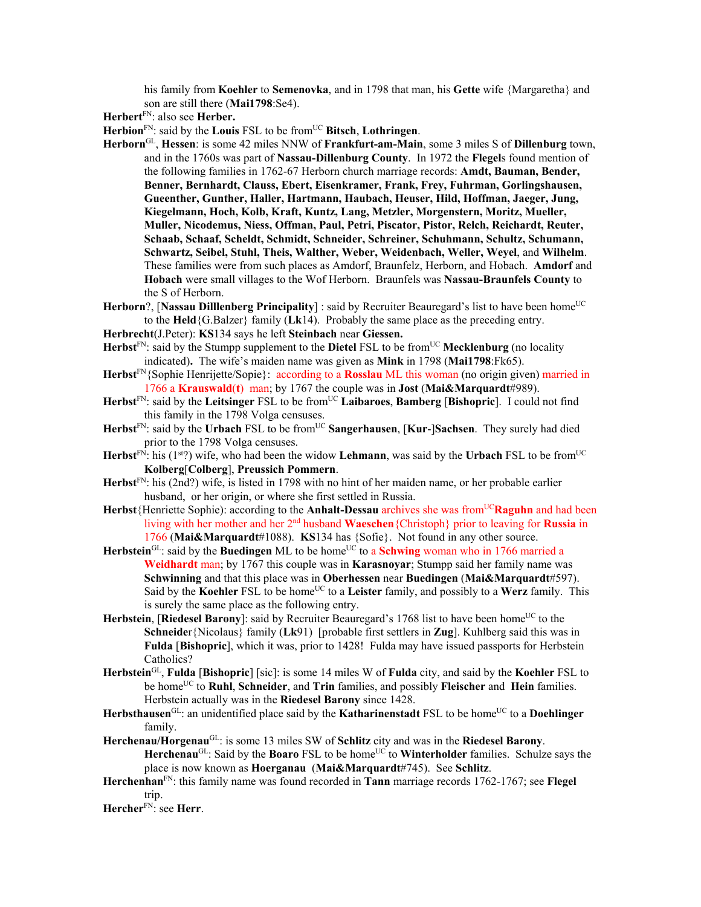his family from **Koehler** to **Semenovka**, and in 1798 that man, his **Gette** wife {Margaretha} and son are still there (**Mai1798**:Se4).

**Herbert**[FN]: also see **Herber.**

**Herbion**[FN]: said by the **Louis** FSL to be from[UC] **Bitsch**, **Lothringen**.

**Herborn**[GL], **Hessen**: is some 42 miles NNW of **Frankfurt-am-Main**, some 3 miles S of **Dillenburg** town, and in the 1760s was part of **Nassau-Dillenburg County**. In 1972 the **Flegel**s found mention of the following families in 1762-67 Herborn church marriage records: **Amdt, Bauman, Bender, Benner, Bernhardt, Clauss, Ebert, Eisenkramer, Frank, Frey, Fuhrman, Gorlingshausen, Gueenther, Gunther, Haller, Hartmann, Haubach, Heuser, Hild, Hoffman, Jaeger, Jung, Kiegelmann, Hoch, Kolb, Kraft, Kuntz, Lang, Metzler, Morgenstern, Moritz, Mueller, Muller, Nicodemus, Niess, Offman, Paul, Petri, Piscator, Pistor, Relch, Reichardt, Reuter, Schaab, Schaaf, Scheldt, Schmidt, Schneider, Schreiner, Schuhmann, Schultz, Schumann, Schwartz, Seibel, Stuhl, Theis, Walther, Weber, Weidenbach, Weller, Weyel**, and **Wilhelm**. These families were from such places as Amdorf, Braunfelz, Herborn, and Hobach. **Amdorf** and **Hobach** were small villages to the Wof Herborn. Braunfels was **Nassau-Braunfels County** to the S of Herborn.

**Herborn**?, [**Nassau Dilllenberg Principality**] : said by Recruiter Beauregard's list to have been home[UC] to the **Held**{G.Balzer} family (**Lk**14). Probably the same place as the preceding entry.

**Herbrecht**(J.Peter): **KS**134 says he left **Steinbach** near **Giessen.**

**Herbst**[FN]: said by the Stumpp supplement to the **Dietel** FSL to be from[UC] **Mecklenburg** (no locality indicated)**.** The wife's maiden name was given as **Mink** in 1798 (**Mai1798**:Fk65).

**Herbst**[FN]{Sophie Henrijette/Sopie}: according to a **Rosslau** ML this woman (no origin given) married in 1766 a **Krauswald(t)** man; by 1767 the couple was in **Jost** (**Mai&Marquardt**#989).

**Herbst**[FN]: said by the **Leitsinger** FSL to be from[UC] **Laibaroes**, **Bamberg** [**Bishopric**]. I could not find this family in the 1798 Volga censuses.

**Herbst**[FN]: said by the **Urbach** FSL to be from[UC] **Sangerhausen**, [**Kur**-]**Sachsen**. They surely had died prior to the 1798 Volga censuses.

**Herbst**[FN]: his (1st?) wife, who had been the widow **Lehmann**, was said by the **Urbach** FSL to be from[UC] **Kolberg**[**Colberg**], **Preussich Pommern**.

**Herbst**[FN]: his (2nd?) wife, is listed in 1798 with no hint of her maiden name, or her probable earlier husband, or her origin, or where she first settled in Russia.

**Herbst**{Henriette Sophie): according to the **Anhalt-Dessau** archives she was from[UC]**Raguhn** and had been living with her mother and her 2nd husband **Waeschen**{Christoph} prior to leaving for **Russia** in 1766 (**Mai&Marquardt**#1088). **KS**134 has {Sofie}. Not found in any other source.

**Herbstein**[GL]: said by the **Buedingen** ML to be home[UC] to a **Schwing** woman who in 1766 married a **Weidhardt** man; by 1767 this couple was in **Karasnoyar**; Stumpp said her family name was **Schwinning** and that this place was in **Oberhessen** near **Buedingen** (**Mai&Marquardt**#597). Said by the **Koehler** FSL to be home[UC] to a **Leister** family, and possibly to a **Werz** family. This is surely the same place as the following entry.

**Herbstein**, [**Riedesel Barony**]: said by Recruiter Beauregard's 1768 list to have been home[UC] to the **Schneide**r{Nicolaus} family (**Lk**91) [probable first settlers in **Zug**]. Kuhlberg said this was in **Fulda** [**Bishopric**], which it was, prior to 1428! Fulda may have issued passports for Herbstein Catholics?

**Herbstein**[GL], **Fulda** [**Bishopric**] [sic]: is some 14 miles W of **Fulda** city, and said by the **Koehler** FSL to be home[UC] to **Ruhl**, **Schneider**, and **Trin** families, and possibly **Fleischer** and **Hein** families. Herbstein actually was in the **Riedesel Barony** since 1428.

**Herbsthausen**[GL]: an unidentified place said by the **Katharinenstadt** FSL to be home[UC] to a **Doehlinger** family.

**Herchenau/Horgenau**[GL]: is some 13 miles SW of **Schlitz** city and was in the **Riedesel Barony**.
**Herchenau**[GL]: Said by the **Boaro** FSL to be home[UC] to **Winterholder** families. Schulze says the place is now known as **Hoerganau** (**Mai&Marquardt**#745). See **Schlitz**.

**Herchenhan**[FN]: this family name was found recorded in **Tann** marriage records 1762-1767; see **Flegel** trip.

**Hercher**[FN]: see **Herr**.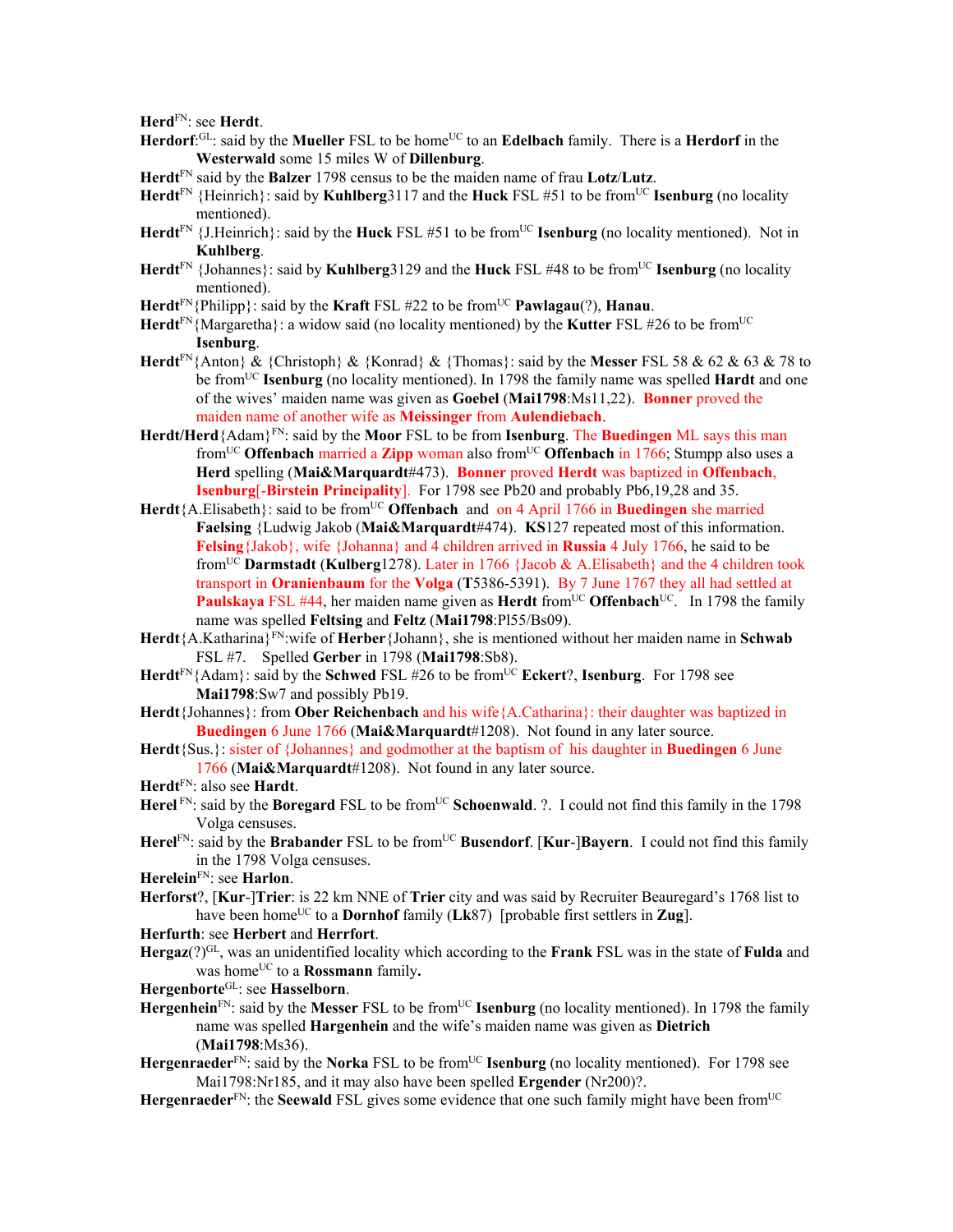**Herd**FN: see **Herdt**.

**Herdorf**:GL: said by the **Mueller** FSL to be homeUC to an **Edelbach** family. There is a **Herdorf** in the **Westerwald** some 15 miles W of **Dillenburg**.

**Herdt**FN said by the **Balzer** 1798 census to be the maiden name of frau **Lotz**/**Lutz**.

**Herdt**FN {Heinrich}: said by **Kuhlberg**3117 and the **Huck** FSL #51 to be fromUC **Isenburg** (no locality mentioned).

**Herdt**FN {J.Heinrich}: said by the **Huck** FSL #51 to be fromUC **Isenburg** (no locality mentioned). Not in **Kuhlberg**.

**Herdt**FN {Johannes}: said by **Kuhlberg**3129 and the **Huck** FSL #48 to be fromUC **Isenburg** (no locality mentioned).

**Herdt**FN{Philipp}: said by the **Kraft** FSL #22 to be fromUC **Pawlagau**(?), **Hanau**.

**Herdt**FN{Margaretha}: a widow said (no locality mentioned) by the **Kutter** FSL #26 to be fromUC **Isenburg**.

**Herdt**FN{Anton} & {Christoph} & {Konrad} & {Thomas}: said by the **Messer** FSL 58 & 62 & 63 & 78 to be fromUC **Isenburg** (no locality mentioned). In 1798 the family name was spelled **Hardt** and one of the wives' maiden name was given as **Goebel** (**Mai1798**:Ms11,22). **Bonner** proved the maiden name of another wife as **Meissinger** from **Aulendiebach**.

**Herdt/Herd**{Adam}FN: said by the **Moor** FSL to be from **Isenburg**. The **Buedingen** ML says this man fromUC **Offenbach** married a **Zipp** woman also fromUC **Offenbach** in 1766; Stumpp also uses a **Herd** spelling (**Mai&Marquardt**#473). **Bonner** proved **Herdt** was baptized in **Offenbach**, **Isenburg**[-**Birstein Principality**]. For 1798 see Pb20 and probably Pb6,19,28 and 35.

**Herdt**{A.Elisabeth}: said to be fromUC **Offenbach** and on 4 April 1766 in **Buedingen** she married **Faelsing** {Ludwig Jakob (**Mai&Marquardt**#474). **KS**127 repeated most of this information. **Felsing**{Jakob}, wife {Johanna} and 4 children arrived in **Russia** 4 July 1766, he said to be fromUC **Darmstadt** (**Kulberg**1278). Later in 1766 {Jacob & A.Elisabeth} and the 4 children took transport in **Oranienbaum** for the **Volga** (**T**5386-5391). By 7 June 1767 they all had settled at **Paulskaya** FSL #44, her maiden name given as **Herdt** fromUC **Offenbach**UC. In 1798 the family name was spelled **Feltsing** and **Feltz** (**Mai1798**:Pl55/Bs09).

**Herdt**{A.Katharina}FN:wife of **Herber**{Johann}, she is mentioned without her maiden name in **Schwab** FSL #7. Spelled **Gerber** in 1798 (**Mai1798**:Sb8).

**Herdt**FN{Adam}: said by the **Schwed** FSL #26 to be fromUC **Eckert**?, **Isenburg**. For 1798 see **Mai1798**:Sw7 and possibly Pb19.

**Herdt**{Johannes}: from **Ober Reichenbach** and his wife{A.Catharina}: their daughter was baptized in **Buedingen** 6 June 1766 (**Mai&Marquardt**#1208). Not found in any later source.

**Herdt**{Sus.}: sister of {Johannes} and godmother at the baptism of his daughter in **Buedingen** 6 June 1766 (**Mai&Marquardt**#1208). Not found in any later source.

**Herdt**FN: also see **Hardt**.

**Herel** FN: said by the **Boregard** FSL to be fromUC **Schoenwald**. ?. I could not find this family in the 1798 Volga censuses.

**Herel**FN: said by the **Brabander** FSL to be fromUC **Busendorf**. [**Kur**-]**Bayern**. I could not find this family in the 1798 Volga censuses.

**Herelein**FN: see **Harlon**.

**Herforst**?, [**Kur**-]**Trier**: is 22 km NNE of **Trier** city and was said by Recruiter Beauregard's 1768 list to have been homeUC to a **Dornhof** family (**Lk**87) [probable first settlers in **Zug**].

**Herfurth**: see **Herbert** and **Herrfort**.

**Hergaz**(?)GL, was an unidentified locality which according to the **Frank** FSL was in the state of **Fulda** and was homeUC to a **Rossmann** family**.**

**Hergenborte**GL: see **Hasselborn**.

**Hergenhein**FN: said by the **Messer** FSL to be fromUC **Isenburg** (no locality mentioned). In 1798 the family name was spelled **Hargenhein** and the wife's maiden name was given as **Dietrich** (**Mai1798**:Ms36).

**Hergenraeder**FN: said by the **Norka** FSL to be fromUC **Isenburg** (no locality mentioned). For 1798 see Mai1798:Nr185, and it may also have been spelled **Ergender** (Nr200)?.

**Hergenraeder**FN: the **Seewald** FSL gives some evidence that one such family might have been fromUC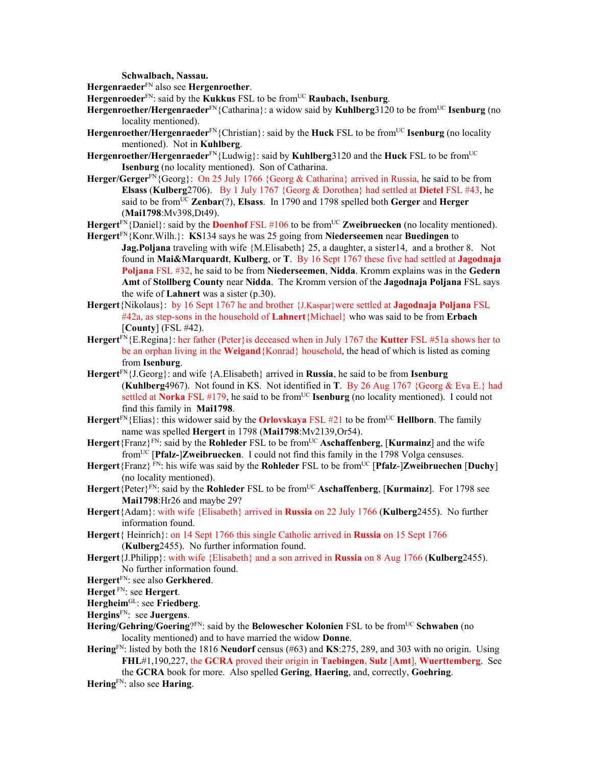**Schwalbach, Nassau.**

**Hergenraeder**FN also see **Hergenroether**.

**Hergenroeder**FN: said by the **Kukkus** FSL to be fromUC **Raubach, Isenburg**.

**Hergenroether/Hergenraeder**FN{Catharina}: a widow said by **Kuhlberg**3120 to be fromUC **Isenburg** (no locality mentioned).

**Hergenroether/Hergenraeder**FN{Christian}: said by the **Huck** FSL to be fromUC **Isenburg** (no locality mentioned). Not in **Kuhlberg**.

**Hergenroether/Hergenraeder**FN{Ludwig}: said by **Kuhlberg**3120 and the **Huck** FSL to be fromUC **Isenburg** (no locality mentioned). Son of Catharina.

**Herger/Gerger**FN{Georg}: On 25 July 1766 {Georg & Catharina} arrived in Russia, he said to be from **Elsass** (**Kulberg**2706). By 1 July 1767 {Georg & Dorothea} had settled at **Dietel** FSL #43, he said to be fromUC **Zenbar**(?), **Elsass**. In 1790 and 1798 spelled both **Gerger** and **Herger** (**Mai1798**:Mv398,Dt49).

**Hergert**FN{Daniel}: said by the **Doenhof** FSL #106 to be fromUC **Zweibruecken** (no locality mentioned).

**Hergert**FN{Konr.Wilh.}: **KS**134 says he was 25 going from **Niederseemen** near **Buedingen** to **Jag.Poljana** traveling with wife {M.Elisabeth} 25, a daughter, a sister14, and a brother 8. Not found in **Mai&Marquardt**, **Kulberg**, or **T**. By 16 Sept 1767 these five had settled at **Jagodnaja Poljana** FSL #32, he said to be from **Niederseemen**, **Nidda**. Kromm explains was in the **Gedern Amt** of **Stollberg County** near **Nidda**. The Kromm version of the **Jagodnaja Poljana** FSL says the wife of **Lahnert** was a sister (p.30).

**Hergert**{Nikolaus}: by 16 Sept 1767 he and brother {J.Kaspar}were settled at **Jagodnaja Poljana** FSL #42a, as step-sons in the household of **Lahnert**{Michael} who was said to be from **Erbach** [**County**] (FSL #42).

**Hergert**FN{E.Regina}: her father (Peter}is deceased when in July 1767 the **Kutter** FSL #51a shows her to be an orphan living in the **Weigand**{Konrad} household, the head of which is listed as coming from **Isenburg**.

**Hergert**FN{J.Georg}: and wife {A.Elisabeth} arrived in **Russia**, he said to be from **Isenburg** (**Kuhlberg**4967). Not found in KS. Not identified in **T**. By 26 Aug 1767 {Georg & Eva E.} had settled at **Norka** FSL #179, he said to be fromUC **Isenburg** (no locality mentioned). I could not find this family in **Mai1798**.

**Hergert**FN{Elias}: this widower said by the **Orlovskaya** FSL #21 to be fromUC **Hellborn**. The family name was spelled **Hergert** in 1798 (**Mai1798**:Mv2139,Or54).

**Hergert**{Franz}FN: said by the **Rohleder** FSL to be fromUC **Aschaffenberg**, [**Kurmainz**] and the wife fromUC [**Pfalz-**]**Zweibruecken**. I could not find this family in the 1798 Volga censuses.

**Hergert**{Franz} FN: his wife was said by the **Rohleder** FSL to be fromUC [**Pfalz**-]**Zweibruechen** [**Duchy**] (no locality mentioned).

**Hergert**{Peter}FN: said by the **Rohleder** FSL to be fromUC **Aschaffenberg**, [**Kurmainz**]. For 1798 see **Mai1798**:Hr26 and maybe 29?

**Hergert**{Adam}: with wife {Elisabeth} arrived in **Russia** on 22 July 1766 (**Kulberg**2455). No further information found.

**Hergert**{ Heinrich}: on 14 Sept 1766 this single Catholic arrived in **Russia** on 15 Sept 1766 (**Kulberg**2455). No further information found.

**Hergert**{J.Philipp}: with wife {Elisabeth} and a son arrived in **Russia** on 8 Aug 1766 (**Kulberg**2455). No further information found.

**Hergert**FN: see also **Gerkhered**.

**Herget** FN: see **Hergert**.

**Hergheim**GL: see **Friedberg**.

**Hergins**FN: see **Juergens**.

**Hering/Gehring/Goering**?FN: said by the **Belowescher Kolonien** FSL to be fromUC **Schwaben** (no locality mentioned) and to have married the widow **Donne**.

**Hering**FN: listed by both the 1816 **Neudorf** census (#63) and **KS**:275, 289, and 303 with no origin. Using **FHL**#1,190,227, the **GCRA** proved their origin in **Taebingen**, **Sulz** [**Amt**], **Wuerttemberg**. See the **GCRA** book for more. Also spelled **Gering**, **Haering**, and, correctly, **Goehring**.

**Hering**FN: also see **Haring**.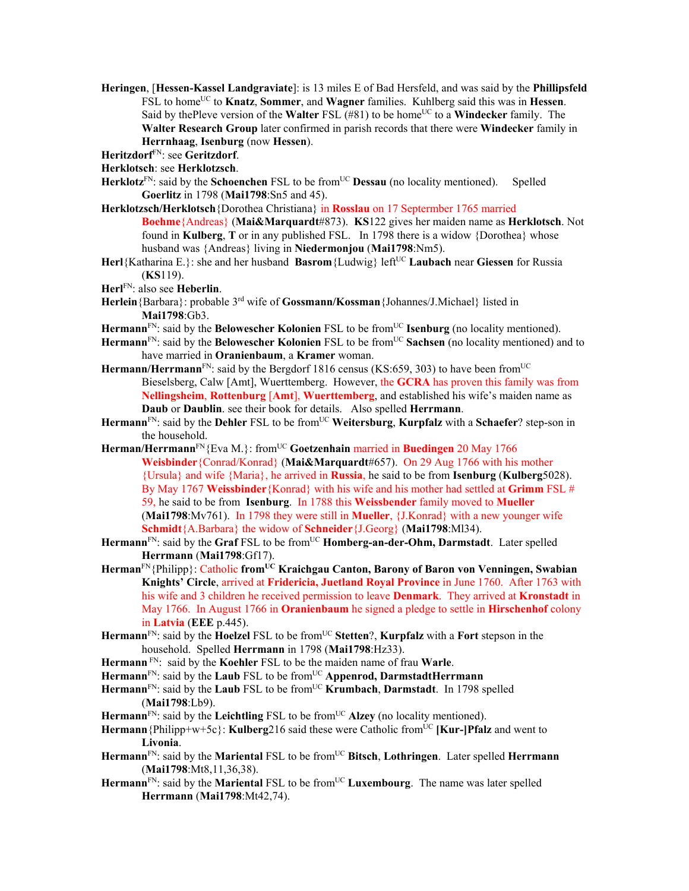**Heringen**, [**Hessen-Kassel Landgraviate**]: is 13 miles E of Bad Hersfeld, and was said by the **Phillipsfeld** FSL to home[UC] to **Knatz**, **Sommer**, and **Wagner** families. Kuhlberg said this was in **Hessen**. Said by thePleve version of the **Walter** FSL (#81) to be home[UC] to a **Windecker** family. The **Walter Research Group** later confirmed in parish records that there were **Windecker** family in **Herrnhaag**, **Isenburg** (now **Hessen**).

**Heritzdorf**[FN]: see **Geritzdorf**.

**Herklotsch**: see **Herklotzsch**.

**Herklotz**[FN]: said by the **Schoenchen** FSL to be from[UC] **Dessau** (no locality mentioned). Spelled **Goerlitz** in 1798 (**Mai1798**:Sn5 and 45).

**Herklotzsch/Herklotsch**{Dorothea Christiana} in **Rosslau** on 17 Septermber 1765 married **Boehme**{Andreas} (**Mai&Marquardt**#873). **KS**122 gives her maiden name as **Herklotsch**. Not found in **Kulberg**, **T** or in any published FSL. In 1798 there is a widow {Dorothea} whose husband was {Andreas} living in **Niedermonjou** (**Mai1798**:Nm5).

**Herl**{Katharina E.}: she and her husband **Basrom**{Ludwig} left[UC] **Laubach** near **Giessen** for Russia (**KS**119).

**Herl**[FN]: also see **Heberlin**.

**Herlein**{Barbara}: probable 3rd wife of **Gossmann/Kossman**{Johannes/J.Michael} listed in **Mai1798**:Gb3.

**Hermann**[FN]: said by the **Belowescher Kolonien** FSL to be from[UC] **Isenburg** (no locality mentioned).

**Hermann**[FN]: said by the **Belowescher Kolonien** FSL to be from[UC] **Sachsen** (no locality mentioned) and to have married in **Oranienbaum**, a **Kramer** woman.

**Hermann/Herrmann**[FN]: said by the Bergdorf 1816 census (KS:659, 303) to have been from[UC] Bieselsberg, Calw [Amt], Wuerttemberg. However, the **GCRA** has proven this family was from **Nellingsheim**, **Rottenburg** [**Amt**], **Wuerttemberg**, and established his wife's maiden name as **Daub** or **Daublin**. see their book for details. Also spelled **Herrmann**.

**Hermann**[FN]: said by the **Dehler** FSL to be from[UC] **Weitersburg**, **Kurpfalz** with a **Schaefer**? step-son in the household.

**Herman/Herrmann**[FN]{Eva M.}: from[UC] **Goetzenhain** married in **Buedingen** 20 May 1766 **Weisbinder**{Conrad/Konrad} (**Mai&Marquardt**#657). On 29 Aug 1766 with his mother {Ursula} and wife {Maria}, he arrived in **Russia**, he said to be from **Isenburg** (**Kulberg**5028). By May 1767 **Weissbinder**{Konrad} with his wife and his mother had settled at **Grimm** FSL # 59, he said to be from **Isenburg**. In 1788 this **Weissbender** family moved to **Mueller** (**Mai1798**:Mv761). In 1798 they were still in **Mueller**, {J.Konrad} with a new younger wife **Schmidt**{A.Barbara} the widow of **Schneider**{J.Georg} (**Mai1798**:Ml34).

**Hermann**[FN]: said by the **Graf** FSL to be from[UC] **Homberg-an-der-Ohm, Darmstadt**. Later spelled **Herrmann** (**Mai1798**:Gf17).

**Herman**[FN]{Philipp}: Catholic **from**[UC] **Kraichgau Canton, Barony of Baron von Venningen, Swabian Knights' Circle**, arrived at **Fridericia, Juetland Royal Province** in June 1760. After 1763 with his wife and 3 children he received permission to leave **Denmark**. They arrived at **Kronstadt** in May 1766. In August 1766 in **Oranienbaum** he signed a pledge to settle in **Hirschenhof** colony in **Latvia** (**EEE** p.445).

**Hermann**[FN]: said by the **Hoelzel** FSL to be from[UC] **Stetten**?, **Kurpfalz** with a **Fort** stepson in the household. Spelled **Herrmann** in 1798 (**Mai1798**:Hz33).

**Hermann** [FN]: said by the **Koehler** FSL to be the maiden name of frau **Warle**.

**Hermann**[FN]: said by the **Laub** FSL to be from[UC] **Appenrod, DarmstadtHerrmann**

**Hermann**[FN]: said by the **Laub** FSL to be from[UC] **Krumbach**, **Darmstadt**. In 1798 spelled (**Mai1798**:Lb9).

**Hermann**[FN]: said by the **Leichtling** FSL to be from[UC] **Alzey** (no locality mentioned).

**Hermann**{Philipp+w+5c}: **Kulberg**216 said these were Catholic from[UC] **[Kur-]Pfalz** and went to **Livonia**.

**Hermann**[FN]: said by the **Mariental** FSL to be from[UC] **Bitsch**, **Lothringen**. Later spelled **Herrmann** (**Mai1798**:Mt8,11,36,38).

**Hermann**[FN]: said by the **Mariental** FSL to be from[UC] **Luxembourg**. The name was later spelled **Herrmann** (**Mai1798**:Mt42,74).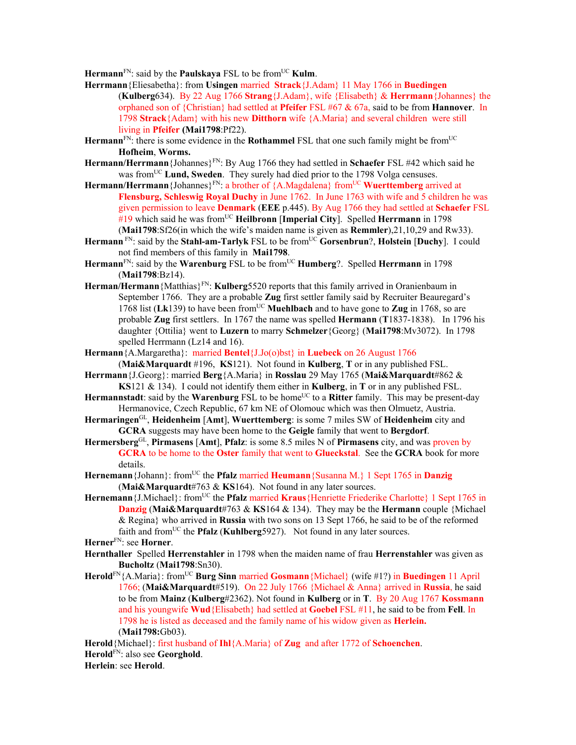**Hermann**FN: said by the **Paulskaya** FSL to be fromUC **Kulm**.

**Herrmann**{Eliesabetha}: from **Usingen** married **Strack**{J.Adam} 11 May 1766 in **Buedingen** (**Kulberg**634). By 22 Aug 1766 **Strang**{J.Adam}, wife {Elisabeth} & **Herrmann**{Johannes} the orphaned son of {Christian} had settled at **Pfeifer** FSL #67 & 67a, said to be from **Hannover**. In 1798 **Strack**{Adam} with his new **Ditthorn** wife {A.Maria} and several children were still living in **Pfeifer** (**Mai1798**:Pf22).

**Hermann**FN: there is some evidence in the **Rothammel** FSL that one such family might be fromUC **Hofheim**, **Worms.**

**Hermann/Herrmann**{Johannes}FN: By Aug 1766 they had settled in **Schaefer** FSL #42 which said he was fromUC **Lund, Sweden**. They surely had died prior to the 1798 Volga censuses.

**Hermann/Herrmann**{Johannes}FN: a brother of {A.Magdalena} fromUC **Wuerttemberg** arrived at **Flensburg, Schleswig Royal Duchy** in June 1762. In June 1763 with wife and 5 children he was given permission to leave **Denmark** (**EEE** p.445). By Aug 1766 they had settled at **Schaefer** FSL #19 which said he was fromUC **Heilbronn** [**Imperial City**]. Spelled **Herrmann** in 1798 (**Mai1798**:Sf26(in which the wife's maiden name is given as **Remmler**),21,10,29 and Rw33).

**Hermann** FN: said by the **Stahl-am-Tarlyk** FSL to be fromUC **Gorsenbrun**?, **Holstein** [**Duchy**]. I could not find members of this family in **Mai1798**.

**Hermann**FN: said by the **Warenburg** FSL to be fromUC **Humberg**?. Spelled **Herrmann** in 1798 (**Mai1798**:Bz14).

**Herman/Hermann**{Matthias}FN: **Kulberg**5520 reports that this family arrived in Oranienbaum in September 1766. They are a probable **Zug** first settler family said by Recruiter Beauregard's 1768 list (**Lk**139) to have been fromUC **Muehlbach** and to have gone to **Zug** in 1768, so are probable **Zug** first settlers. In 1767 the name was spelled **Hermann** (**T**1837-1838). In 1796 his daughter {Ottilia} went to **Luzern** to marry **Schmelzer**{Georg} (**Mai1798**:Mv3072). In 1798 spelled Herrmann (Lz14 and 16).

**Hermann**{A.Margaretha}: married **Bentel**{J.Jo(o)bst} in **Luebeck** on 26 August 1766 (**Mai&Marquardt** #196, **KS**121). Not found in **Kulberg**, **T** or in any published FSL.

**Herrmann**{J.Georg}: married **Berg**{A.Maria} in **Rosslau** 29 May 1765 (**Mai&Marquardt**#862 & **KS**121 & 134). I could not identify them either in **Kulberg**, in **T** or in any published FSL.

**Hermannstadt**: said by the **Warenburg** FSL to be homeUC to a **Ritter** family. This may be present-day Hermanovice, Czech Republic, 67 km NE of Olomouc which was then Olmuetz, Austria.

**Hermaringen**GL, **Heidenheim** [**Amt**], **Wuerttemberg**: is some 7 miles SW of **Heidenheim** city and **GCRA** suggests may have been home to the **Geigle** family that went to **Bergdorf**.

**Hermersberg**GL, **Pirmasens** [**Amt**], **Pfalz**: is some 8.5 miles N of **Pirmasens** city, and was proven by **GCRA** to be home to the **Oster** family that went to **Glueckstal**. See the **GCRA** book for more details.

**Hernemann**{Johann}: fromUC the **Pfalz** married **Heumann**{Susanna M.} 1 Sept 1765 in **Danzig** (**Mai&Marquardt**#763 & **KS**164). Not found in any later sources.

**Hernemann**{J.Michael}: fromUC the **Pfalz** married **Kraus**{Henriette Friederike Charlotte} 1 Sept 1765 in **Danzig** (**Mai&Marquardt**#763 & **KS**164 & 134). They may be the **Hermann** couple {Michael & Regina} who arrived in **Russia** with two sons on 13 Sept 1766, he said to be of the reformed faith and fromUC the **Pfalz** (**Kuhlberg**5927). Not found in any later sources.

**Herner**FN: see **Horner**.

**Hernthaller** Spelled **Herrenstahler** in 1798 when the maiden name of frau **Herrenstahler** was given as **Bucholtz** (**Mai1798**:Sn30).

**Herold**FN{A.Maria}: fromUC **Burg Sinn** married **Gosmann**{Michael} (wife #1?) in **Buedingen** 11 April 1766; (**Mai&Marquardt**#519). On 22 July 1766 {Michael & Anna} arrived in **Russia**, he said to be from **Mainz** (**Kulberg**#2362). Not found in **Kulberg** or in **T**. By 20 Aug 1767 **Kossmann** and his youngwife **Wud**{Elisabeth} had settled at **Goebel** FSL #11, he said to be from **Fell**. In 1798 he is listed as deceased and the family name of his widow given as **Herlein.** (**Mai1798:**Gb03).

**Herold**{Michael}: first husband of **Ihl**{A.Maria} of **Zug** and after 1772 of **Schoenchen**.

**Herold**FN: also see **Georghold**.

**Herlein**: see **Herold**.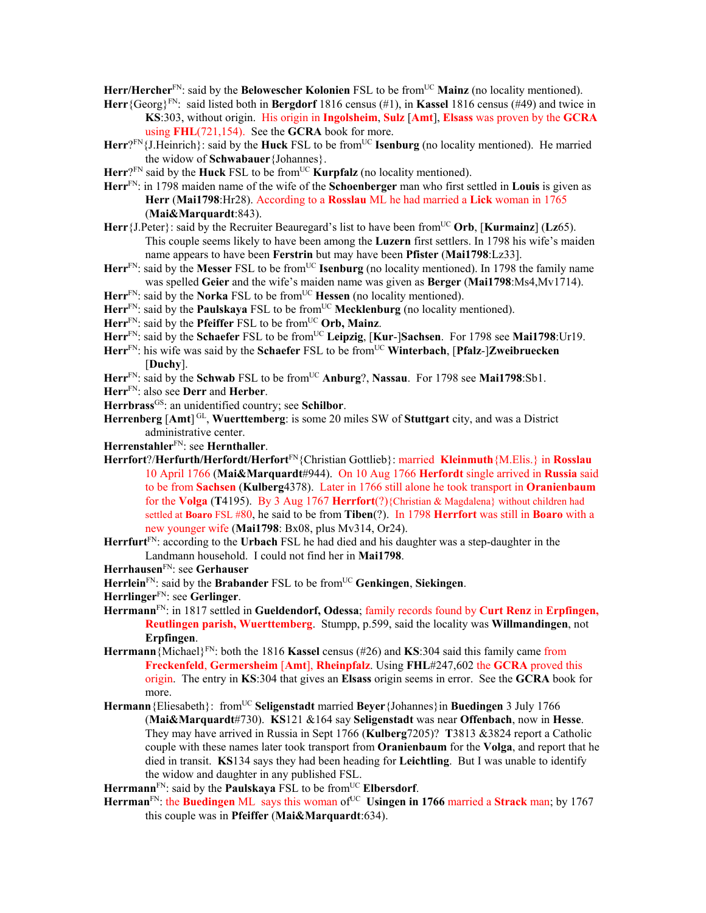**Herr/Hercher**FN: said by the **Belowescher Kolonien** FSL to be fromUC **Mainz** (no locality mentioned).

**Herr**{Georg}FN: said listed both in **Bergdorf** 1816 census (#1), in **Kassel** 1816 census (#49) and twice in **KS**:303, without origin. His origin in **Ingolsheim**, **Sulz** [**Amt**], **Elsass** was proven by the **GCRA** using **FHL**(721,154). See the **GCRA** book for more.

**Herr**?FN{J.Heinrich}: said by the **Huck** FSL to be fromUC **Isenburg** (no locality mentioned). He married the widow of **Schwabauer**{Johannes}.

**Herr**?FN said by the **Huck** FSL to be fromUC **Kurpfalz** (no locality mentioned).

**Herr**FN: in 1798 maiden name of the wife of the **Schoenberger** man who first settled in **Louis** is given as **Herr** (**Mai1798**:Hr28). According to a **Rosslau** ML he had married a **Lick** woman in 1765 (**Mai&Marquardt**:843).

**Herr**{J.Peter}: said by the Recruiter Beauregard's list to have been fromUC **Orb**, [**Kurmainz**] (**Lz**65). This couple seems likely to have been among the **Luzern** first settlers. In 1798 his wife's maiden name appears to have been **Ferstrin** but may have been **Pfister** (**Mai1798**:Lz33].

**Herr**FN: said by the **Messer** FSL to be fromUC **Isenburg** (no locality mentioned). In 1798 the family name was spelled **Geier** and the wife's maiden name was given as **Berger** (**Mai1798**:Ms4,Mv1714).

**Herr**FN: said by the **Norka** FSL to be fromUC **Hessen** (no locality mentioned).

**Herr**FN: said by the **Paulskaya** FSL to be fromUC **Mecklenburg** (no locality mentioned).

**Herr**FN: said by the **Pfeiffer** FSL to be fromUC **Orb, Mainz**.

**Herr**FN: said by the **Schaefer** FSL to be fromUC **Leipzig**, [**Kur**-]**Sachsen**. For 1798 see **Mai1798**:Ur19.

**Herr**FN: his wife was said by the **Schaefer** FSL to be fromUC **Winterbach**, [**Pfalz**-]**Zweibruecken** [**Duchy**].

**Herr**FN: said by the **Schwab** FSL to be fromUC **Anburg**?, **Nassau**. For 1798 see **Mai1798**:Sb1.

**Herr**FN: also see **Derr** and **Herber**.

**Herrbrass**GS: an unidentified country; see **Schilbor**.

**Herrenberg** [**Amt**] GL, **Wuerttemberg**: is some 20 miles SW of **Stuttgart** city, and was a District administrative center.

**Herrenstahler**FN: see **Hernthaller**.

**Herrfort**?/**Herfurth/Herfordt/Herfort**FN{Christian Gottlieb}: married **Kleinmuth**{M.Elis.} in **Rosslau** 10 April 1766 (**Mai&Marquardt**#944). On 10 Aug 1766 **Herfordt** single arrived in **Russia** said to be from **Sachsen** (**Kulberg**4378). Later in 1766 still alone he took transport in **Oranienbaum** for the **Volga** (**T**4195). By 3 Aug 1767 **Herrfort**(?){Christian & Magdalena} without children had settled at **Boaro** FSL #80, he said to be from **Tiben**(?). In 1798 **Herrfort** was still in **Boaro** with a new younger wife (**Mai1798**: Bx08, plus Mv314, Or24).

**Herrfurt**FN: according to the **Urbach** FSL he had died and his daughter was a step-daughter in the Landmann household. I could not find her in **Mai1798**.

**Herrhausen**FN: see **Gerhauser**

**Herrlein**FN: said by the **Brabander** FSL to be fromUC **Genkingen**, **Siekingen**.

**Herrlinger**FN: see **Gerlinger**.

**Herrmann**FN: in 1817 settled in **Gueldendorf, Odessa**; family records found by **Curt Renz** in **Erpfingen, Reutlingen parish, Wuerttemberg**. Stumpp, p.599, said the locality was **Willmandingen**, not **Erpfingen**.

**Herrmann**{Michael}FN: both the 1816 **Kassel** census (#26) and **KS**:304 said this family came from **Freckenfeld**, **Germersheim** [**Amt**], **Rheinpfalz**. Using **FHL**#247,602 the **GCRA** proved this origin. The entry in **KS**:304 that gives an **Elsass** origin seems in error. See the **GCRA** book for more.

**Hermann**{Eliesabeth}: fromUC **Seligenstadt** married **Beyer**{Johannes}in **Buedingen** 3 July 1766 (**Mai&Marquardt**#730). **KS**121 &164 say **Seligenstadt** was near **Offenbach**, now in **Hesse**. They may have arrived in Russia in Sept 1766 (**Kulberg**7205)? **T**3813 &3824 report a Catholic couple with these names later took transport from **Oranienbaum** for the **Volga**, and report that he died in transit. **KS**134 says they had been heading for **Leichtling**. But I was unable to identify the widow and daughter in any published FSL.

**Herrmann**FN: said by the **Paulskaya** FSL to be fromUC **Elbersdorf**.

**Herrman**FN: the **Buedingen** ML says this woman ofUC **Usingen in 1766** married a **Strack** man; by 1767 this couple was in **Pfeiffer** (**Mai&Marquardt**:634).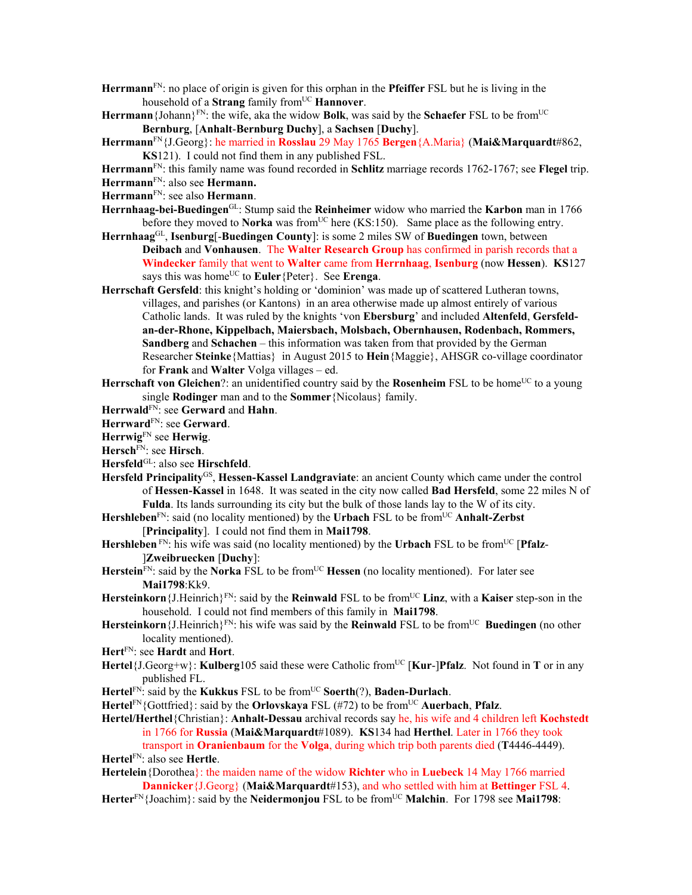**Herrmann**[FN]: no place of origin is given for this orphan in the **Pfeiffer** FSL but he is living in the household of a **Strang** family from[UC] **Hannover**.

**Herrmann**{Johann}[FN]: the wife, aka the widow **Bolk**, was said by the **Schaefer** FSL to be from[UC] **Bernburg**, [**Anhalt**-**Bernburg Duchy**], a **Sachsen** [**Duchy**].

**Herrmann**[FN]{J.Georg}: he married in **Rosslau** 29 May 1765 **Bergen**{A.Maria} (**Mai&Marquardt**#862, **KS**121). I could not find them in any published FSL.

**Herrmann**[FN]: this family name was found recorded in **Schlitz** marriage records 1762-1767; see **Flegel** trip.

**Herrmann**[FN]: also see **Hermann.**

**Herrmann**[FN]: see also **Hermann**.

**Herrnhaag-bei-Buedingen**[GL]: Stump said the **Reinheimer** widow who married the **Karbon** man in 1766 before they moved to **Norka** was from[UC] here (KS:150). Same place as the following entry.

**Herrnhaag**[GL], **Isenburg**[-**Buedingen County**]: is some 2 miles SW of **Buedingen** town, between **Deibach** and **Vonhausen**. The **Walter Research Group** has confirmed in parish records that a **Windecker** family that went to **Walter** came from **Herrnhaag**, **Isenburg** (now **Hessen**). **KS**127 says this was home[UC] to **Euler**{Peter}. See **Erenga**.

**Herrschaft Gersfeld**: this knight's holding or 'dominion' was made up of scattered Lutheran towns, villages, and parishes (or Kantons) in an area otherwise made up almost entirely of various Catholic lands. It was ruled by the knights 'von **Ebersburg**' and included **Altenfeld**, **Gersfeld-an-der-Rhone, Kippelbach, Maiersbach, Molsbach, Obernhausen, Rodenbach, Rommers, Sandberg** and **Schachen** – this information was taken from that provided by the German Researcher **Steinke**{Mattias} in August 2015 to **Hein**{Maggie}, AHSGR co-village coordinator for **Frank** and **Walter** Volga villages – ed.

**Herrschaft von Gleichen**?: an unidentified country said by the **Rosenheim** FSL to be home[UC] to a young single **Rodinger** man and to the **Sommer**{Nicolaus} family.

**Herrwald**[FN]: see **Gerward** and **Hahn**.

**Herrward**[FN]: see **Gerward**.

**Herrwig**[FN] see **Herwig**.

**Hersch**[FN]: see **Hirsch**.

**Hersfeld**[GL]: also see **Hirschfeld**.

**Hersfeld Principality**[GS], **Hessen-Kassel Landgraviate**: an ancient County which came under the control of **Hessen-Kassel** in 1648. It was seated in the city now called **Bad Hersfeld**, some 22 miles N of **Fulda**. Its lands surrounding its city but the bulk of those lands lay to the W of its city.

**Hershleben**[FN]: said (no locality mentioned) by the **Urbach** FSL to be from[UC] **Anhalt-Zerbst** [**Principality**]. I could not find them in **Mai1798**.

**Hershleben** [FN]: his wife was said (no locality mentioned) by the **Urbach** FSL to be from[UC] [**Pfalz**-]**Zweibruecken** [**Duchy**]:

**Herstein**[FN]: said by the **Norka** FSL to be from[UC] **Hessen** (no locality mentioned). For later see **Mai1798**:Kk9.

**Hersteinkorn**{J.Heinrich}[FN]: said by the **Reinwald** FSL to be from[UC] **Linz**, with a **Kaiser** step-son in the household. I could not find members of this family in **Mai1798**.

**Hersteinkorn**{J.Heinrich}[FN]: his wife was said by the **Reinwald** FSL to be from[UC] **Buedingen** (no other locality mentioned).

**Hert**[FN]: see **Hardt** and **Hort**.

**Hertel**{J.Georg+w}: **Kulberg**105 said these were Catholic from[UC] [**Kur-**]**Pfalz**. Not found in **T** or in any published FL.

**Hertel**[FN]: said by the **Kukkus** FSL to be from[UC] **Soerth**(?), **Baden-Durlach**.

**Hertel**[FN]{Gottfried}: said by the **Orlovskaya** FSL (#72) to be from[UC] **Auerbach**, **Pfalz**.

**Hertel/Herthel**{Christian}: **Anhalt-Dessau** archival records say he, his wife and 4 children left **Kochstedt** in 1766 for **Russia** (**Mai&Marquardt**#1089). **KS**134 had **Herthel**. Later in 1766 they took transport in **Oranienbaum** for the **Volga**, during which trip both parents died (**T**4446-4449).

**Hertel**[FN]: also see **Hertle**.

**Hertelein**{Dorothea}: the maiden name of the widow **Richter** who in **Luebeck** 14 May 1766 married **Dannicker**{J.Georg} (**Mai&Marquardt**#153), and who settled with him at **Bettinger** FSL 4.

**Herter**[FN]{Joachim}: said by the **Neidermonjou** FSL to be from[UC] **Malchin**. For 1798 see **Mai1798**: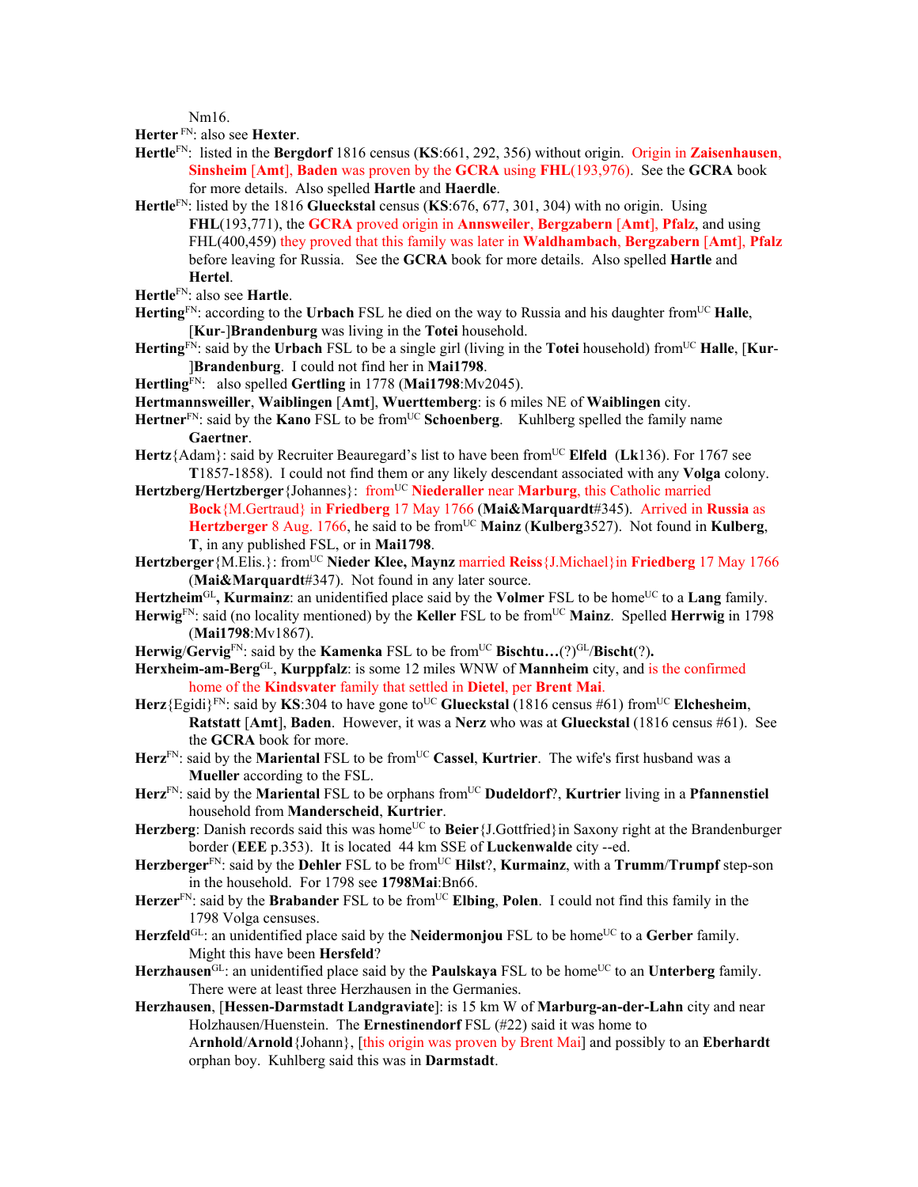Nm16.

**Herter** [FN]: also see **Hexter**.

**Hertle**[FN]: listed in the **Bergdorf** 1816 census (**KS**:661, 292, 356) without origin. Origin in **Zaisenhausen**, **Sinsheim** [**Amt**], **Baden** was proven by the **GCRA** using **FHL**(193,976). See the **GCRA** book for more details. Also spelled **Hartle** and **Haerdle**.

**Hertle**[FN]: listed by the 1816 **Glueckstal** census (**KS**:676, 677, 301, 304) with no origin. Using **FHL**(193,771), the **GCRA** proved origin in **Annsweiler**, **Bergzabern** [**Amt**], **Pfalz**, and using FHL(400,459) they proved that this family was later in **Waldhambach**, **Bergzabern** [**Amt**], **Pfalz** before leaving for Russia. See the **GCRA** book for more details. Also spelled **Hartle** and **Hertel**.

**Hertle**[FN]: also see **Hartle**.

**Herting**[FN]: according to the **Urbach** FSL he died on the way to Russia and his daughter from[UC] **Halle**, [**Kur**-]**Brandenburg** was living in the **Totei** household.

**Herting**[FN]: said by the **Urbach** FSL to be a single girl (living in the **Totei** household) from[UC] **Halle**, [**Kur**-]**Brandenburg**. I could not find her in **Mai1798**.

**Hertling**[FN]: also spelled **Gertling** in 1778 (**Mai1798**:Mv2045).

**Hertmannsweiller**, **Waiblingen** [**Amt**], **Wuerttemberg**: is 6 miles NE of **Waiblingen** city.

**Hertner**[FN]: said by the **Kano** FSL to be from[UC] **Schoenberg**. Kuhlberg spelled the family name **Gaertner**.

**Hertz**{Adam}: said by Recruiter Beauregard's list to have been from[UC] **Elfeld** (**Lk**136). For 1767 see **T**1857-1858). I could not find them or any likely descendant associated with any **Volga** colony.

**Hertzberg/Hertzberger**{Johannes}: from[UC] **Niederaller** near **Marburg**, this Catholic married **Bock**{M.Gertraud} in **Friedberg** 17 May 1766 (**Mai&Marquardt**#345). Arrived in **Russia** as **Hertzberger** 8 Aug. 1766, he said to be from[UC] **Mainz** (**Kulberg**3527). Not found in **Kulberg**, **T**, in any published FSL, or in **Mai1798**.

**Hertzberger**{M.Elis.}: from[UC] **Nieder Klee, Maynz** married **Reiss**{J.Michael}in **Friedberg** 17 May 1766 (**Mai&Marquardt**#347). Not found in any later source.

**Hertzheim**[GL]**, Kurmainz**: an unidentified place said by the **Volmer** FSL to be home[UC] to a **Lang** family.

**Herwig**[FN]: said (no locality mentioned) by the **Keller** FSL to be from[UC] **Mainz**. Spelled **Herrwig** in 1798 (**Mai1798**:Mv1867).

**Herwig**/**Gervig**[FN]: said by the **Kamenka** FSL to be from[UC] **Bischtu…**(?)[GL]/**Bischt**(?)**.**

**Herxheim-am-Berg**[GL], **Kurppfalz**: is some 12 miles WNW of **Mannheim** city, and is the confirmed home of the **Kindsvater** family that settled in **Dietel**, per **Brent Mai**.

**Herz**{Egidi}[FN]: said by **KS**:304 to have gone to[UC] **Glueckstal** (1816 census #61) from[UC] **Elchesheim**, **Ratstatt** [**Amt**], **Baden**. However, it was a **Nerz** who was at **Glueckstal** (1816 census #61). See the **GCRA** book for more.

**Herz**[FN]: said by the **Mariental** FSL to be from[UC] **Cassel**, **Kurtrier**. The wife's first husband was a **Mueller** according to the FSL.

**Herz**[FN]: said by the **Mariental** FSL to be orphans from[UC] **Dudeldorf**?, **Kurtrier** living in a **Pfannenstiel** household from **Manderscheid**, **Kurtrier**.

**Herzberg**: Danish records said this was home[UC] to **Beier**{J.Gottfried}in Saxony right at the Brandenburger border (**EEE** p.353). It is located 44 km SSE of **Luckenwalde** city --ed.

**Herzberger**[FN]: said by the **Dehler** FSL to be from[UC] **Hilst**?, **Kurmainz**, with a **Trumm**/**Trumpf** step-son in the household. For 1798 see **1798Mai**:Bn66.

**Herzer**[FN]: said by the **Brabander** FSL to be from[UC] **Elbing**, **Polen**. I could not find this family in the 1798 Volga censuses.

**Herzfeld**[GL]: an unidentified place said by the **Neidermonjou** FSL to be home[UC] to a **Gerber** family. Might this have been **Hersfeld**?

**Herzhausen**[GL]: an unidentified place said by the **Paulskaya** FSL to be home[UC] to an **Unterberg** family. There were at least three Herzhausen in the Germanies.

**Herzhausen**, [**Hessen-Darmstadt Landgraviate**]: is 15 km W of **Marburg-an-der-Lahn** city and near Holzhausen/Huenstein. The **Ernestinendorf** FSL (#22) said it was home to A**rnhold**/**Arnold**{Johann}, [this origin was proven by Brent Mai] and possibly to an **Eberhardt** orphan boy. Kuhlberg said this was in **Darmstadt**.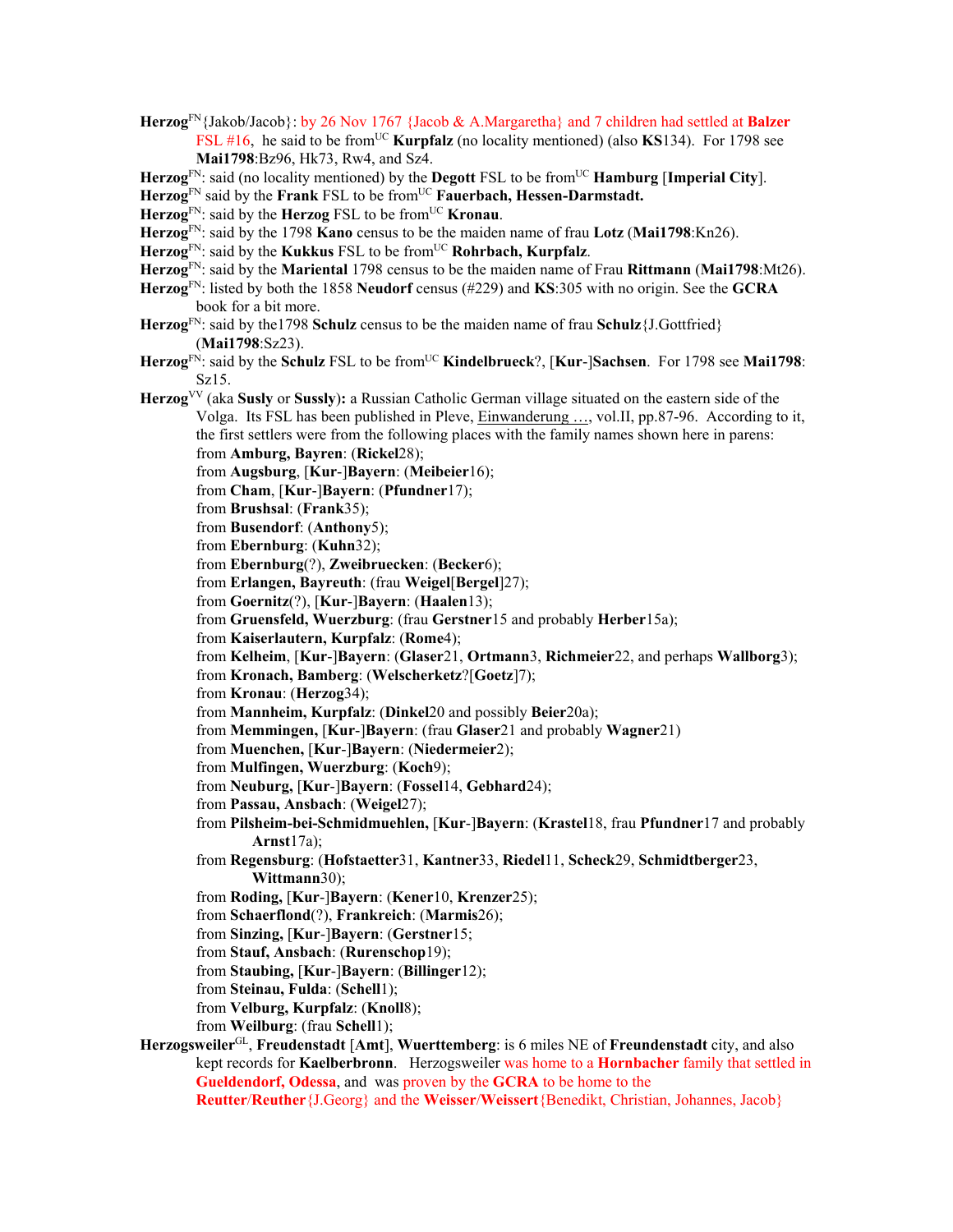**Herzog**[FN]{Jakob/Jacob}: by 26 Nov 1767 {Jacob & A.Margaretha} and 7 children had settled at **Balzer** FSL #16, he said to be from[UC] **Kurpfalz** (no locality mentioned) (also **KS**134). For 1798 see **Mai1798**:Bz96, Hk73, Rw4, and Sz4.

**Herzog**[FN]: said (no locality mentioned) by the **Degott** FSL to be from[UC] **Hamburg** [**Imperial City**].

**Herzog**[FN] said by the **Frank** FSL to be from[UC] **Fauerbach, Hessen-Darmstadt.**

**Herzog**[FN]: said by the **Herzog** FSL to be from[UC] **Kronau**.

**Herzog**[FN]: said by the 1798 **Kano** census to be the maiden name of frau **Lotz** (**Mai1798**:Kn26).

**Herzog**[FN]: said by the **Kukkus** FSL to be from[UC] **Rohrbach, Kurpfalz**.

**Herzog**[FN]: said by the **Mariental** 1798 census to be the maiden name of Frau **Rittmann** (**Mai1798**:Mt26).

**Herzog**[FN]: listed by both the 1858 **Neudorf** census (#229) and **KS**:305 with no origin. See the **GCRA** book for a bit more.

**Herzog**[FN]: said by the1798 **Schulz** census to be the maiden name of frau **Schulz**{J.Gottfried} (**Mai1798**:Sz23).

**Herzog**[FN]: said by the **Schulz** FSL to be from[UC] **Kindelbrueck**?, [**Kur**-]**Sachsen**. For 1798 see **Mai1798**: Sz15.

**Herzog**[VV] (aka **Susly** or **Sussly**): a Russian Catholic German village situated on the eastern side of the Volga. Its FSL has been published in Pleve, Einwanderung …, vol.II, pp.87-96. According to it, the first settlers were from the following places with the family names shown here in parens:

from **Amburg, Bayren**: (**Rickel**28);
from **Augsburg**, [**Kur**-]**Bayern**: (**Meibeier**16);
from **Cham**, [**Kur**-]**Bayern**: (**Pfundner**17);
from **Brushsal**: (**Frank**35);
from **Busendorf**: (**Anthony**5);
from **Ebernburg**: (**Kuhn**32);
from **Ebernburg**(?), **Zweibruecken**: (**Becker**6);
from **Erlangen, Bayreuth**: (frau **Weigel**[**Bergel**]27);
from **Goernitz**(?), [**Kur**-]**Bayern**: (**Haalen**13);
from **Gruensfeld, Wuerzburg**: (frau **Gerstner**15 and probably **Herber**15a);
from **Kaiserlautern, Kurpfalz**: (**Rome**4);
from **Kelheim**, [**Kur**-]**Bayern**: (**Glaser**21, **Ortmann**3, **Richmeier**22, and perhaps **Wallborg**3);
from **Kronach, Bamberg**: (**Welscherketz**?[**Goetz**]7);
from **Kronau**: (**Herzog**34);
from **Mannheim, Kurpfalz**: (**Dinkel**20 and possibly **Beier**20a);
from **Memmingen,** [**Kur**-]**Bayern**: (frau **Glaser**21 and probably **Wagner**21)
from **Muenchen,** [**Kur**-]**Bayern**: (**Niedermeier**2);
from **Mulfingen, Wuerzburg**: (**Koch**9);
from **Neuburg,** [**Kur**-]**Bayern**: (**Fossel**14, **Gebhard**24);
from **Passau, Ansbach**: (**Weigel**27);
from **Pilsheim-bei-Schmidmuehlen,** [**Kur**-]**Bayern**: (**Krastel**18, frau **Pfundner**17 and probably **Arnst**17a);
from **Regensburg**: (**Hofstaetter**31, **Kantner**33, **Riedel**11, **Scheck**29, **Schmidtberger**23, **Wittmann**30);
from **Roding,** [**Kur**-]**Bayern**: (**Kener**10, **Krenzer**25);
from **Schaerflond**(?), **Frankreich**: (**Marmis**26);
from **Sinzing,** [**Kur**-]**Bayern**: (**Gerstner**15;
from **Stauf, Ansbach**: (**Rurenschop**19);
from **Staubing,** [**Kur**-]**Bayern**: (**Billinger**12);
from **Steinau, Fulda**: (**Schell**1);
from **Velburg, Kurpfalz**: (**Knoll**8);
from **Weilburg**: (frau **Schell**1);

**Herzogsweiler**[GL], **Freudenstadt** [**Amt**], **Wuerttemberg**: is 6 miles NE of **Freundenstadt** city, and also kept records for **Kaelberbronn**. Herzogsweiler was home to a **Hornbacher** family that settled in **Gueldendorf, Odessa**, and was proven by the **GCRA** to be home to the **Reutter**/**Reuther**{J.Georg} and the **Weisser**/**Weissert**{Benedikt, Christian, Johannes, Jacob}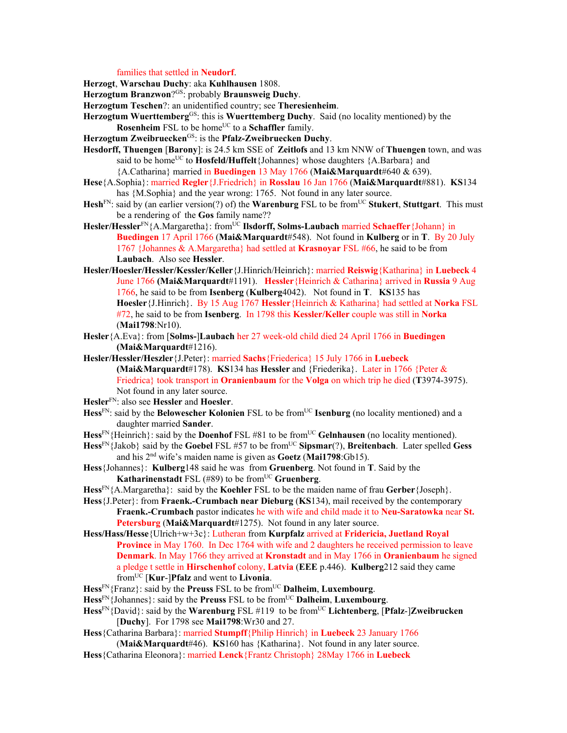families that settled in **Neudorf**.

**Herzogt**, **Warschau Duchy**: aka **Kuhlhausen** 1808.

**Herzogtum Branzwon**?[GS]: probably **Braunsweig Duchy**.

**Herzogtum Teschen**?: an unidentified country; see **Theresienheim**.

**Herzogtum Wuerttemberg**[GS]: this is **Wuerttemberg Duchy**. Said (no locality mentioned) by the **Rosenheim** FSL to be home[UC] to a **Schaffler** family.

**Herzogtum Zweibruecken**[GS]: is the **Pfalz-Zweibruecken Duchy**.

**Hesdorff, Thuengen** [**Barony**]: is 24.5 km SSE of **Zeitlofs** and 13 km NNW of **Thuengen** town, and was said to be home[UC] to **Hosfeld/Huffelt**{Johannes} whose daughters {A.Barbara} and {A.Catharina} married in **Buedingen** 13 May 1766 (**Mai&Marquardt**#640 & 639).

**Hese**{A.Sophia}: married **Regler**{J.Friedrich} in **Rosslau** 16 Jan 1766 (**Mai&Marquardt**#881). **KS**134 has {M.Sophia} and the year wrong: 1765. Not found in any later source.

**Hesh**[FN]: said by (an earlier version(?) of) the **Warenburg** FSL to be from[UC] **Stukert**, **Stuttgart**. This must be a rendering of the **Gos** family name??

**Hesler/Hessler**[FN]{A.Margaretha}: from[UC] **Ilsdorff, Solms-Laubach** married **Schaeffer**{Johann} in **Buedingen** 17 April 1766 (**Mai&Marquardt**#548). Not found in **Kulberg** or in **T**. By 20 July 1767 {Johannes & A.Margaretha} had settled at **Krasnoyar** FSL #66, he said to be from **Laubach**. Also see **Hessler**.

**Hesler/Hoesler/Hessler/Kessler/Keller**{J.Hinrich/Heinrich}: married **Reiswig**{Katharina} in **Luebeck** 4 June 1766 (**Mai&Marquardt**#1191). **Hessler**{Heinrich & Catharina} arrived in **Russia** 9 Aug 1766, he said to be from **Isenberg** (**Kulberg**4042). Not found in **T**. **KS**135 has **Hoesler**{J.Hinrich}. By 15 Aug 1767 **Hessler**{Heinrich & Katharina} had settled at **Norka** FSL #72, he said to be from **Isenberg**. In 1798 this **Kessler/Keller** couple was still in **Norka** (**Mai1798**:Nr10).

**Hesler**{A.Eva}: from [**Solms-**]**Laubach** her 27 week-old child died 24 April 1766 in **Buedingen** (**Mai&Marquardt**#1216).

**Hesler/Hessler/Heszler**{J.Peter}: married **Sachs**{Friederica} 15 July 1766 in **Luebeck** (**Mai&Marquardt**#178). **KS**134 has **Hessler** and {Friederika}. Later in 1766 {Peter & Friedrica} took transport in **Oranienbaum** for the **Volga** on which trip he died (**T**3974-3975). Not found in any later source.

**Hesler**[FN]: also see **Hessler** and **Hoesler**.

**Hess**[FN]: said by the **Belowescher Kolonien** FSL to be from[UC] **Isenburg** (no locality mentioned) and a daughter married **Sander**.

**Hess**[FN]{Heinrich}: said by the **Doenhof** FSL #81 to be from[UC] **Gelnhausen** (no locality mentioned).

**Hess**[FN]{Jakob} said by the **Goebel** FSL #57 to be from[UC] **Sipsmar**(?), **Breitenbach**. Later spelled **Gess** and his 2nd wife's maiden name is given as **Goetz** (**Mai1798**:Gb15).

**Hess**{Johannes}: **Kulberg**148 said he was from **Gruenberg**. Not found in **T**. Said by the **Katharinenstadt** FSL (#89) to be from[UC] **Gruenberg**.

**Hess**[FN]{A.Margaretha}: said by the **Koehler** FSL to be the maiden name of frau **Gerber**{Joseph}.

**Hess**{J.Peter}: from **Fraenk.-Crumbach near Dieburg** (**KS**134), mail received by the contemporary **Fraenk.-Crumbach** pastor indicates he with wife and child made it to **Neu-Saratowka** near **St. Petersburg** (**Mai&Marquardt**#1275). Not found in any later source.

**Hess/Hass/Hesse**{Ulrich+w+3c}: Lutheran from **Kurpfalz** arrived at **Fridericia, Juetland Royal Province** in May 1760. In Dec 1764 with wife and 2 daughters he received permission to leave **Denmark**. In May 1766 they arrived at **Kronstadt** and in May 1766 in **Oranienbaum** he signed a pledge t settle in **Hirschenhof** colony, **Latvia** (**EEE** p.446). **Kulberg**212 said they came from[UC] [**Kur-**]**Pfalz** and went to **Livonia**.

**Hess**[FN]{Franz}: said by the **Preuss** FSL to be from[UC] **Dalheim**, **Luxembourg**.

**Hess**[FN]{Johannes}: said by the **Preuss** FSL to be from[UC] **Dalheim**, **Luxembourg**.

**Hess**[FN]{David}: said by the **Warenburg** FSL #119 to be from[UC] **Lichtenberg**, [**Pfalz-**]**Zweibrucken** [**Duchy**]. For 1798 see **Mai1798**:Wr30 and 27.

**Hess**{Catharina Barbara}: married **Stumpff**{Philip Hinrich} in **Luebeck** 23 January 1766 (**Mai&Marquardt**#46). **KS**160 has {Katharina}. Not found in any later source.

**Hess**{Catharina Eleonora}: married **Lenck**{Frantz Christoph} 28May 1766 in **Luebeck**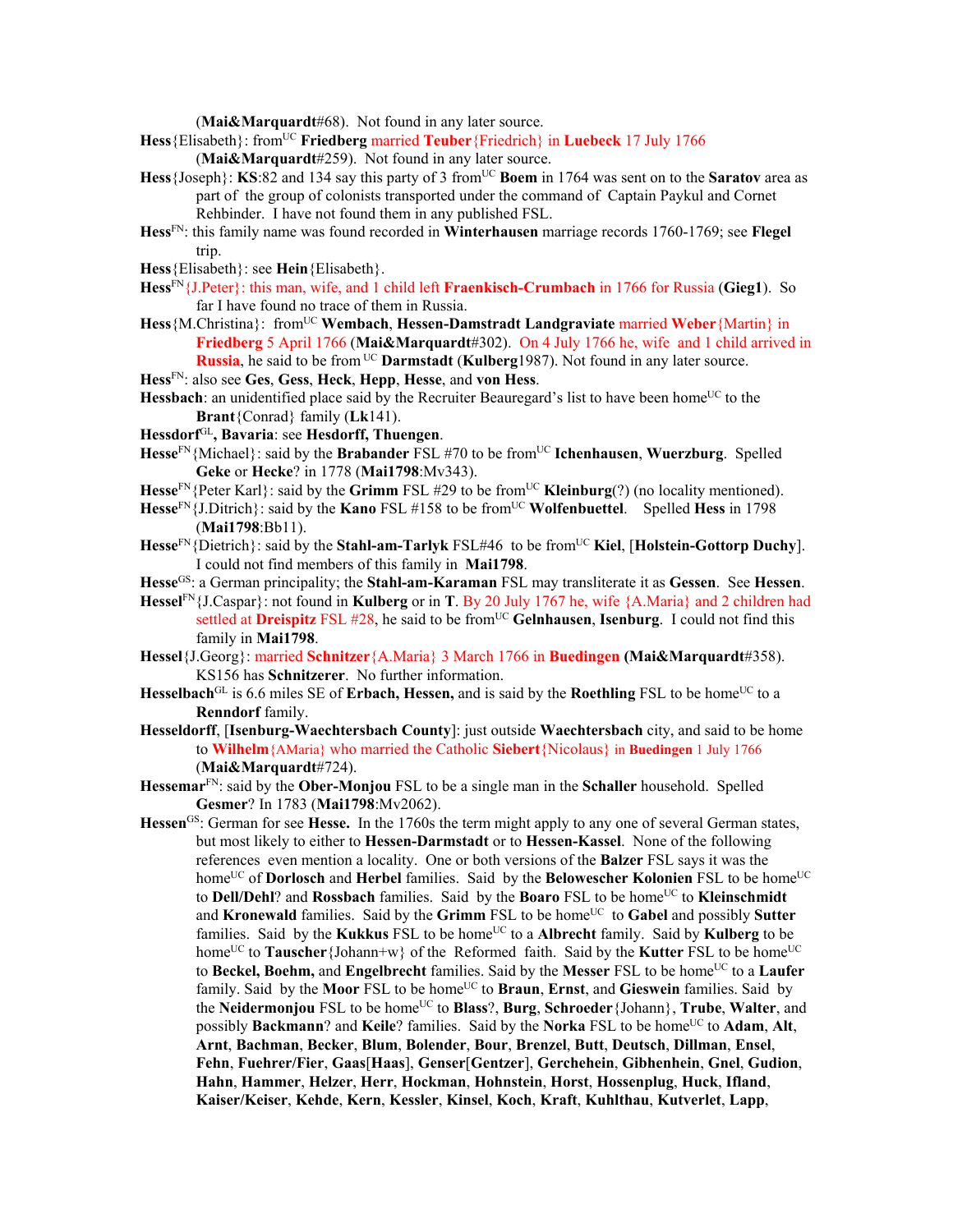(**Mai&Marquardt**#68). Not found in any later source.

**Hess**{Elisabeth}: from[UC] **Friedberg** married **Teuber**{Friedrich} in **Luebeck** 17 July 1766 (**Mai&Marquardt**#259). Not found in any later source.

**Hess**{Joseph}: **KS**:82 and 134 say this party of 3 from[UC] **Boem** in 1764 was sent on to the **Saratov** area as part of the group of colonists transported under the command of Captain Paykul and Cornet Rehbinder. I have not found them in any published FSL.

**Hess**[FN]: this family name was found recorded in **Winterhausen** marriage records 1760-1769; see **Flegel** trip.

**Hess**{Elisabeth}: see **Hein**{Elisabeth}.

**Hess**[FN]{J.Peter}: this man, wife, and 1 child left **Fraenkisch-Crumbach** in 1766 for Russia (**Gieg1**). So far I have found no trace of them in Russia.

**Hess**{M.Christina}: from[UC] **Wembach**, **Hessen-Damstradt Landgraviate** married **Weber**{Martin} in **Friedberg** 5 April 1766 (**Mai&Marquardt**#302). On 4 July 1766 he, wife and 1 child arrived in **Russia**, he said to be from [UC] **Darmstadt** (**Kulberg**1987). Not found in any later source.

**Hess**[FN]: also see **Ges**, **Gess**, **Heck**, **Hepp**, **Hesse**, and **von Hess**.

**Hessbach**: an unidentified place said by the Recruiter Beauregard's list to have been home[UC] to the **Brant**{Conrad} family (**Lk**141).

**Hessdorf**[GL]**, Bavaria**: see **Hesdorff, Thuengen**.

**Hesse**[FN]{Michael}: said by the **Brabander** FSL #70 to be from[UC] **Ichenhausen**, **Wuerzburg**. Spelled **Geke** or **Hecke**? in 1778 (**Mai1798**:Mv343).

**Hesse**[FN]{Peter Karl}: said by the **Grimm** FSL #29 to be from[UC] **Kleinburg**(?) (no locality mentioned).

**Hesse**[FN]{J.Ditrich}: said by the **Kano** FSL #158 to be from[UC] **Wolfenbuettel**. Spelled **Hess** in 1798 (**Mai1798**:Bb11).

**Hesse**[FN]{Dietrich}: said by the **Stahl-am-Tarlyk** FSL#46 to be from[UC] **Kiel**, [**Holstein-Gottorp Duchy**]. I could not find members of this family in **Mai1798**.

**Hesse**[GS]: a German principality; the **Stahl-am-Karaman** FSL may transliterate it as **Gessen**. See **Hessen**.

**Hessel**[FN]{J.Caspar}: not found in **Kulberg** or in **T**. By 20 July 1767 he, wife {A.Maria} and 2 children had settled at **Dreispitz** FSL #28, he said to be from[UC] **Gelnhausen**, **Isenburg**. I could not find this family in **Mai1798**.

**Hessel**{J.Georg}: married **Schnitzer**{A.Maria} 3 March 1766 in **Buedingen** (**Mai&Marquardt**#358). KS156 has **Schnitzerer**. No further information.

**Hesselbach**[GL] is 6.6 miles SE of **Erbach, Hessen,** and is said by the **Roethling** FSL to be home[UC] to a **Renndorf** family.

**Hesseldorff**, [**Isenburg-Waechtersbach County**]: just outside **Waechtersbach** city, and said to be home to **Wilhelm**{AMaria} who married the Catholic **Siebert**{Nicolaus} in **Buedingen** 1 July 1766 (**Mai&Marquardt**#724).

**Hessemar**[FN]: said by the **Ober-Monjou** FSL to be a single man in the **Schaller** household. Spelled **Gesmer**? In 1783 (**Mai1798**:Mv2062).

**Hessen**[GS]: German for see **Hesse.** In the 1760s the term might apply to any one of several German states, but most likely to either to **Hessen-Darmstadt** or to **Hessen-Kassel**. None of the following references even mention a locality. One or both versions of the **Balzer** FSL says it was the home[UC] of **Dorlosch** and **Herbel** families. Said by the **Belowescher Kolonien** FSL to be home[UC] to **Dell/Dehl**? and **Rossbach** families. Said by the **Boaro** FSL to be home[UC] to **Kleinschmidt** and **Kronewald** families. Said by the **Grimm** FSL to be home[UC] to **Gabel** and possibly **Sutter** families. Said by the **Kukkus** FSL to be home[UC] to a **Albrecht** family. Said by **Kulberg** to be home[UC] to **Tauscher**{Johann+w} of the Reformed faith. Said by the **Kutter** FSL to be home[UC] to **Beckel, Boehm,** and **Engelbrecht** families. Said by the **Messer** FSL to be home[UC] to a **Laufer** family. Said by the **Moor** FSL to be home[UC] to **Braun**, **Ernst**, and **Gieswein** families. Said by the **Neidermonjou** FSL to be home[UC] to **Blass**?, **Burg**, **Schroeder**{Johann}, **Trube**, **Walter**, and possibly **Backmann**? and **Keile**? families. Said by the **Norka** FSL to be home[UC] to **Adam**, **Alt**, **Arnt**, **Bachman**, **Becker**, **Blum**, **Bolender**, **Bour**, **Brenzel**, **Butt**, **Deutsch**, **Dillman**, **Ensel**, **Fehn**, **Fuehrer/Fier**, **Gaas**[**Haas**], **Genser**[**Gentzer**], **Gerchehein**, **Gibhenhein**, **Gnel**, **Gudion**, **Hahn**, **Hammer**, **Helzer**, **Herr**, **Hockman**, **Hohnstein**, **Horst**, **Hossenplug**, **Huck**, **Ifland**, **Kaiser/Keiser**, **Kehde**, **Kern**, **Kessler**, **Kinsel**, **Koch**, **Kraft**, **Kuhlthau**, **Kutverlet**, **Lapp**,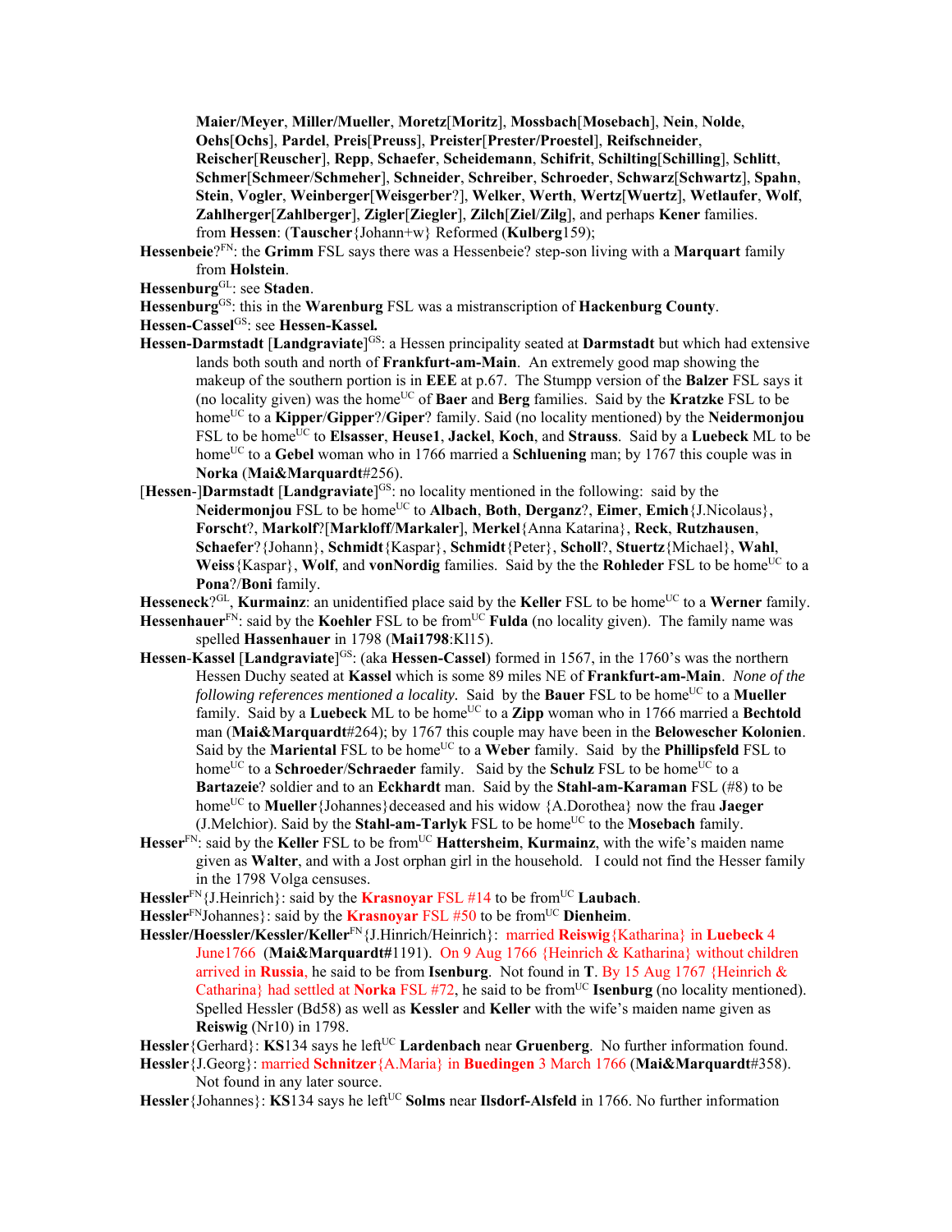**Maier/Meyer**, **Miller/Mueller**, **Moretz**[**Moritz**], **Mossbach**[**Mosebach**], **Nein**, **Nolde**, **Oehs**[**Ochs**], **Pardel**, **Preis**[**Preuss**], **Preister**[**Prester/Proestel**], **Reifschneider**, **Reischer**[**Reuscher**], **Repp**, **Schaefer**, **Scheidemann**, **Schifrit**, **Schilting**[**Schilling**], **Schlitt**, **Schmer**[**Schmeer**/**Schmeher**], **Schneider**, **Schreiber**, **Schroeder**, **Schwarz**[**Schwartz**], **Spahn**, **Stein**, **Vogler**, **Weinberger**[**Weisgerber**?], **Welker**, **Werth**, **Wertz**[**Wuertz**], **Wetlaufer**, **Wolf**, **Zahlherger**[**Zahlberger**], **Zigler**[**Ziegler**], **Zilch**[**Ziel**/**Zilg**], and perhaps **Kener** families. from **Hessen**: (**Tauscher**{Johann+w} Reformed (**Kulberg**159);

**Hessenbeie**?[FN]: the **Grimm** FSL says there was a Hessenbeie? step-son living with a **Marquart** family from **Holstein**.

**Hessenburg**[GL]: see **Staden**.

**Hessenburg**[GS]: this in the **Warenburg** FSL was a mistranscription of **Hackenburg County**.

**Hessen-Cassel**[GS]: see **Hessen-Kassel.**

**Hessen-Darmstadt** [**Landgraviate**][GS]: a Hessen principality seated at **Darmstadt** but which had extensive lands both south and north of **Frankfurt-am-Main**. An extremely good map showing the makeup of the southern portion is in **EEE** at p.67. The Stumpp version of the **Balzer** FSL says it (no locality given) was the home[UC] of **Baer** and **Berg** families. Said by the **Kratzke** FSL to be home[UC] to a **Kipper**/**Gipper**?/**Giper**? family. Said (no locality mentioned) by the **Neidermonjou** FSL to be home[UC] to **Elsasser**, **Heuse1**, **Jackel**, **Koch**, and **Strauss**. Said by a **Luebeck** ML to be home[UC] to a **Gebel** woman who in 1766 married a **Schluening** man; by 1767 this couple was in **Norka** (**Mai&Marquardt**#256).

[**Hessen**-]**Darmstadt** [**Landgraviate**][GS]: no locality mentioned in the following: said by the **Neidermonjou** FSL to be home[UC] to **Albach**, **Both**, **Derganz**?, **Eimer**, **Emich**{J.Nicolaus}, **Forscht**?, **Markolf**?[**Markloff**/**Markaler**], **Merkel**{Anna Katarina}, **Reck**, **Rutzhausen**, **Schaefer**?{Johann}, **Schmidt**{Kaspar}, **Schmidt**{Peter}, **Scholl**?, **Stuertz**{Michael}, **Wahl**, **Weiss**{Kaspar}, **Wolf**, and **vonNordig** families. Said by the the **Rohleder** FSL to be home[UC] to a **Pona**?/**Boni** family.

**Hesseneck**?[GL], **Kurmainz**: an unidentified place said by the **Keller** FSL to be home[UC] to a **Werner** family.

**Hessenhauer**[FN]: said by the **Koehler** FSL to be from[UC] **Fulda** (no locality given). The family name was spelled **Hassenhauer** in 1798 (**Mai1798**:Kl15).

**Hessen**-**Kassel** [**Landgraviate**][GS]: (aka **Hessen-Cassel**) formed in 1567, in the 1760's was the northern Hessen Duchy seated at **Kassel** which is some 89 miles NE of **Frankfurt-am-Main**. *None of the following references mentioned a locality.* Said by the **Bauer** FSL to be home[UC] to a **Mueller** family. Said by a **Luebeck** ML to be home[UC] to a **Zipp** woman who in 1766 married a **Bechtold** man (**Mai&Marquardt**#264); by 1767 this couple may have been in the **Belowescher Kolonien**. Said by the **Mariental** FSL to be home[UC] to a **Weber** family. Said by the **Phillipsfeld** FSL to home[UC] to a **Schroeder**/**Schraeder** family. Said by the **Schulz** FSL to be home[UC] to a **Bartazeie**? soldier and to an **Eckhardt** man. Said by the **Stahl-am-Karaman** FSL (#8) to be home[UC] to **Mueller**{Johannes}deceased and his widow {A.Dorothea} now the frau **Jaeger** (J.Melchior). Said by the **Stahl-am-Tarlyk** FSL to be home[UC] to the **Mosebach** family.

**Hesser**[FN]: said by the **Keller** FSL to be from[UC] **Hattersheim**, **Kurmainz**, with the wife's maiden name given as **Walter**, and with a Jost orphan girl in the household. I could not find the Hesser family in the 1798 Volga censuses.

**Hessler**[FN]{J.Heinrich}: said by the **Krasnoyar** FSL #14 to be from[UC] **Laubach**.

**Hessler**[FN]Johannes}: said by the **Krasnoyar** FSL #50 to be from[UC] **Dienheim**.

**Hessler/Hoessler/Kessler/Keller**[FN]{J.Hinrich/Heinrich}: married **Reiswig**{Katharina} in **Luebeck** 4 June1766 (**Mai&Marquardt#**1191). On 9 Aug 1766 {Heinrich & Katharina} without children arrived in **Russia**, he said to be from **Isenburg**. Not found in **T**. By 15 Aug 1767 {Heinrich & Catharina} had settled at **Norka** FSL #72, he said to be from[UC] **Isenburg** (no locality mentioned). Spelled Hessler (Bd58) as well as **Kessler** and **Keller** with the wife's maiden name given as **Reiswig** (Nr10) in 1798.

**Hessler**{Gerhard}: **KS**134 says he left[UC] **Lardenbach** near **Gruenberg**. No further information found.

**Hessler**{J.Georg}: married **Schnitzer**{A.Maria} in **Buedingen** 3 March 1766 (**Mai&Marquardt**#358). Not found in any later source.

**Hessler**{Johannes}: **KS**134 says he left[UC] **Solms** near **Ilsdorf-Alsfeld** in 1766. No further information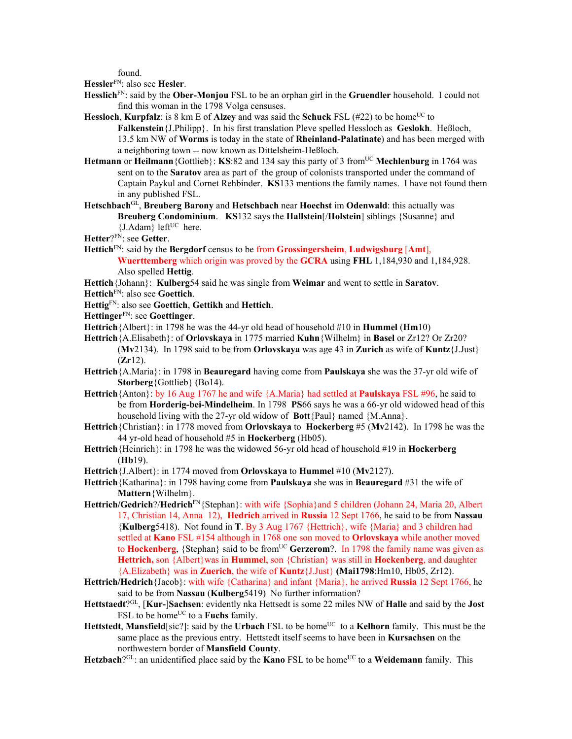found.

**Hessler**[FN]: also see **Hesler**.

**Hesslich**[FN]: said by the **Ober-Monjou** FSL to be an orphan girl in the **Gruendler** household. I could not find this woman in the 1798 Volga censuses.

**Hessloch**, **Kurpfalz**: is 8 km E of **Alzey** and was said the **Schuck** FSL (#22) to be home[UC] to **Falkenstein**{J.Philipp}. In his first translation Pleve spelled Hessloch as **Geslokh**. Heßloch, 13.5 km NW of **Worms** is today in the state of **Rheinland-Palatinate**) and has been merged with a neighboring town -- now known as Dittelsheim-Heßloch.

**Hetmann** or **Heilmann**{Gottlieb}: **KS**:82 and 134 say this party of 3 from[UC] **Mechlenburg** in 1764 was sent on to the **Saratov** area as part of the group of colonists transported under the command of Captain Paykul and Cornet Rehbinder. **KS**133 mentions the family names. I have not found them in any published FSL.

**Hetschbach**[GL], **Breuberg Barony** and **Hetschbach** near **Hoechst** im **Odenwald**: this actually was **Breuberg Condominium**. **KS**132 says the **Hallstein**[/**Holstein**] siblings {Susanne} and {J.Adam} left[UC] here.

**Hetter**?[FN]: see **Getter**.

**Hettich**[FN]: said by the **Bergdorf** census to be from **Grossingersheim**, **Ludwigsburg** [**Amt**], **Wuerttemberg** which origin was proved by the **GCRA** using **FHL** 1,184,930 and 1,184,928. Also spelled **Hettig**.

**Hettich**{Johann}: **Kulberg**54 said he was single from **Weimar** and went to settle in **Saratov**.

**Hettich**[FN]: also see **Goettich**.

**Hettig**[FN]: also see **Goettich**, **Gettikh** and **Hettich**.

**Hettinger**[FN]: see **Goettinger**.

**Hettrich**{Albert}: in 1798 he was the 44-yr old head of household #10 in **Hummel** (**Hm**10)

**Hettrich**{A.Elisabeth}: of **Orlovskaya** in 1775 married **Kuhn**{Wilhelm} in **Basel** or Zr12? Or Zr20? (**Mv**2134). In 1798 said to be from **Orlovskaya** was age 43 in **Zurich** as wife of **Kuntz**{J.Just} (**Zr**12).

**Hettrich**{A.Maria}: in 1798 in **Beauregard** having come from **Paulskaya** she was the 37-yr old wife of **Storberg**{Gottlieb} (Bo14).

**Hettrich**{Anton}: by 16 Aug 1767 he and wife {A.Maria} had settled at **Paulskaya** FSL #96, he said to be from **Horderig-bei-Mindelheim**. In 1798 **PS**66 says he was a 66-yr old widowed head of this household living with the 27-yr old widow of **Bott**{Paul} named {M.Anna}.

**Hettrich**{Christian}: in 1778 moved from **Orlovskaya** to **Hockerberg** #5 (**Mv**2142). In 1798 he was the 44 yr-old head of household #5 in **Hockerberg** (Hb05).

**Hettrich**{Heinrich}: in 1798 he was the widowed 56-yr old head of household #19 in **Hockerberg** (**Hb**19).

**Hettrich**{J.Albert}: in 1774 moved from **Orlovskaya** to **Hummel** #10 (**Mv**2127).

**Hettrich**{Katharina}: in 1798 having come from **Paulskaya** she was in **Beauregard** #31 the wife of **Mattern**{Wilhelm}.

**Hettrich/Gedrich**?/**Hedrich**[FN]{Stephan}: with wife {Sophia}and 5 children (Johann 24, Maria 20, Albert 17, Christian 14, Anna 12), **Hedrich** arrived in **Russia** 12 Sept 1766, he said to be from **Nassau** {**Kulberg**5418). Not found in **T**. By 3 Aug 1767 {Hettrich}, wife {Maria} and 3 children had settled at **Kano** FSL #154 although in 1768 one son moved to **Orlovskaya** while another moved to **Hockenberg**, {Stephan} said to be from[UC] **Gerzerom**?. In 1798 the family name was given as **Hettrich,** son {Albert}was in **Hummel**, son {Christian} was still in **Hockenberg**, and daughter {A.Elizabeth} was in **Zuerich**, the wife of **Kuntz**{J.Just} (**Mai1798**:Hm10, Hb05, Zr12).

**Hettrich/Hedrich**{Jacob}: with wife {Catharina} and infant {Maria}, he arrived **Russia** 12 Sept 1766, he said to be from **Nassau** (**Kulberg**5419) No further information?

**Hettstaedt**?[GL], [**Kur-**]**Sachsen**: evidently nka Hettsedt is some 22 miles NW of **Halle** and said by the **Jost** FSL to be home[UC] to a **Fuchs** family.

**Hettstedt**, **Mansfield**[sic?]: said by the **Urbach** FSL to be home[UC] to a **Kelhorn** family. This must be the same place as the previous entry. Hettstedt itself seems to have been in **Kursachsen** on the northwestern border of **Mansfield County**.

**Hetzbach**?[GL]: an unidentified place said by the **Kano** FSL to be home[UC] to a **Weidemann** family. This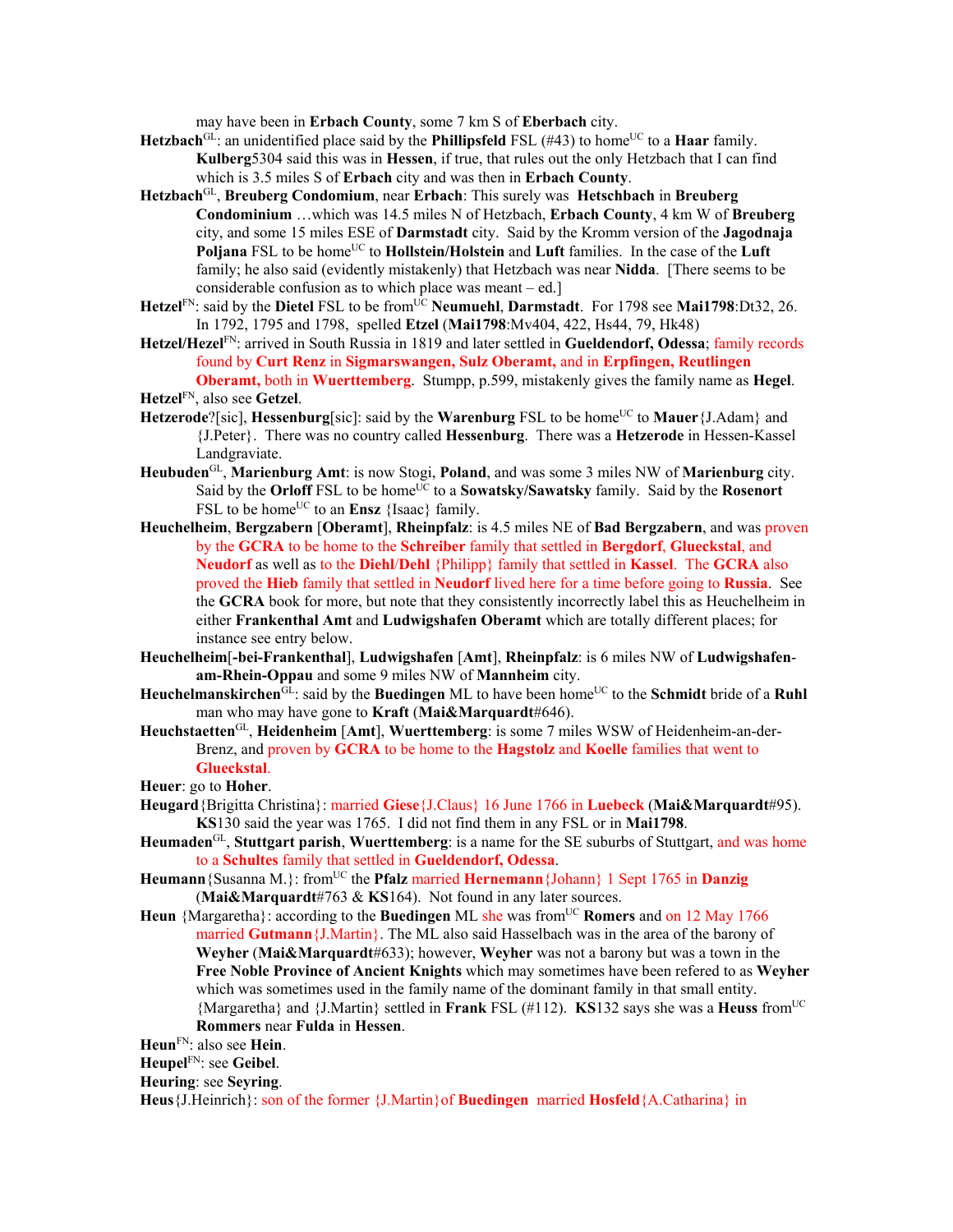may have been in **Erbach County**, some 7 km S of **Eberbach** city.

**Hetzbach**[GL]: an unidentified place said by the **Phillipsfeld** FSL (#43) to home[UC] to a **Haar** family. **Kulberg**5304 said this was in **Hessen**, if true, that rules out the only Hetzbach that I can find which is 3.5 miles S of **Erbach** city and was then in **Erbach County**.

**Hetzbach**[GL], **Breuberg Condomium**, near **Erbach**: This surely was **Hetschbach** in **Breuberg Condominium** …which was 14.5 miles N of Hetzbach, **Erbach County**, 4 km W of **Breuberg** city, and some 15 miles ESE of **Darmstadt** city. Said by the Kromm version of the **Jagodnaja Poljana** FSL to be home[UC] to **Hollstein/Holstein** and **Luft** families. In the case of the **Luft** family; he also said (evidently mistakenly) that Hetzbach was near **Nidda**. [There seems to be considerable confusion as to which place was meant – ed.]

**Hetzel**[FN]: said by the **Dietel** FSL to be from[UC] **Neumuehl**, **Darmstadt**. For 1798 see **Mai1798**:Dt32, 26. In 1792, 1795 and 1798, spelled **Etzel** (**Mai1798**:Mv404, 422, Hs44, 79, Hk48)

**Hetzel/Hezel**[FN]: arrived in South Russia in 1819 and later settled in **Gueldendorf, Odessa**; family records found by **Curt Renz** in **Sigmarswangen, Sulz Oberamt,** and in **Erpfingen, Reutlingen Oberamt,** both in **Wuerttemberg**. Stumpp, p.599, mistakenly gives the family name as **Hegel**.

**Hetzel**[FN], also see **Getzel**.

**Hetzerode**?[sic], **Hessenburg**[sic]: said by the **Warenburg** FSL to be home[UC] to **Mauer**{J.Adam} and {J.Peter}. There was no country called **Hessenburg**. There was a **Hetzerode** in Hessen-Kassel Landgraviate.

**Heubuden**[GL], **Marienburg Amt**: is now Stogi, **Poland**, and was some 3 miles NW of **Marienburg** city. Said by the **Orloff** FSL to be home[UC] to a **Sowatsky/Sawatsky** family. Said by the **Rosenort** FSL to be home[UC] to an **Ensz** {Isaac} family.

**Heuchelheim**, **Bergzabern** [**Oberamt**], **Rheinpfalz**: is 4.5 miles NE of **Bad Bergzabern**, and was proven by the **GCRA** to be home to the **Schreiber** family that settled in **Bergdorf**, **Glueckstal**, and **Neudorf** as well as to the **Diehl**/**Dehl** {Philipp} family that settled in **Kassel**. The **GCRA** also proved the **Hieb** family that settled in **Neudorf** lived here for a time before going to **Russia**. See the **GCRA** book for more, but note that they consistently incorrectly label this as Heuchelheim in either **Frankenthal Amt** and **Ludwigshafen Oberamt** which are totally different places; for instance see entry below.

**Heuchelheim**[**-bei-Frankenthal**], **Ludwigshafen** [**Amt**], **Rheinpfalz**: is 6 miles NW of **Ludwigshafen-am-Rhein-Oppau** and some 9 miles NW of **Mannheim** city.

**Heuchelmanskirchen**[GL]: said by the **Buedingen** ML to have been home[UC] to the **Schmidt** bride of a **Ruhl** man who may have gone to **Kraft** (**Mai&Marquardt**#646).

**Heuchstaetten**[GL], **Heidenheim** [**Amt**], **Wuerttemberg**: is some 7 miles WSW of Heidenheim-an-der-Brenz, and proven by **GCRA** to be home to the **Hagstolz** and **Koelle** families that went to **Glueckstal**.

**Heuer**: go to **Hoher**.

**Heugard**{Brigitta Christina}: married **Giese**{J.Claus} 16 June 1766 in **Luebeck** (**Mai&Marquardt**#95). **KS**130 said the year was 1765. I did not find them in any FSL or in **Mai1798**.

**Heumaden**[GL], **Stuttgart parish**, **Wuerttemberg**: is a name for the SE suburbs of Stuttgart, and was home to a **Schultes** family that settled in **Gueldendorf, Odessa**.

**Heumann**{Susanna M.}: from[UC] the **Pfalz** married **Hernemann**{Johann} 1 Sept 1765 in **Danzig** (**Mai&Marquardt**#763 & **KS**164). Not found in any later sources.

**Heun** {Margaretha}: according to the **Buedingen** ML she was from[UC] **Romers** and on 12 May 1766 married **Gutmann**{J.Martin}. The ML also said Hasselbach was in the area of the barony of **Weyher** (**Mai&Marquardt**#633); however, **Weyher** was not a barony but was a town in the **Free Noble Province of Ancient Knights** which may sometimes have been refered to as **Weyher** which was sometimes used in the family name of the dominant family in that small entity. {Margaretha} and {J.Martin} settled in **Frank** FSL (#112). **KS**132 says she was a **Heuss** from[UC] **Rommers** near **Fulda** in **Hessen**.

**Heun**[FN]: also see **Hein**.

**Heupel**[FN]: see **Geibel**.

**Heuring**: see **Seyring**.

**Heus**{J.Heinrich}: son of the former {J.Martin}of **Buedingen** married **Hosfeld**{A.Catharina} in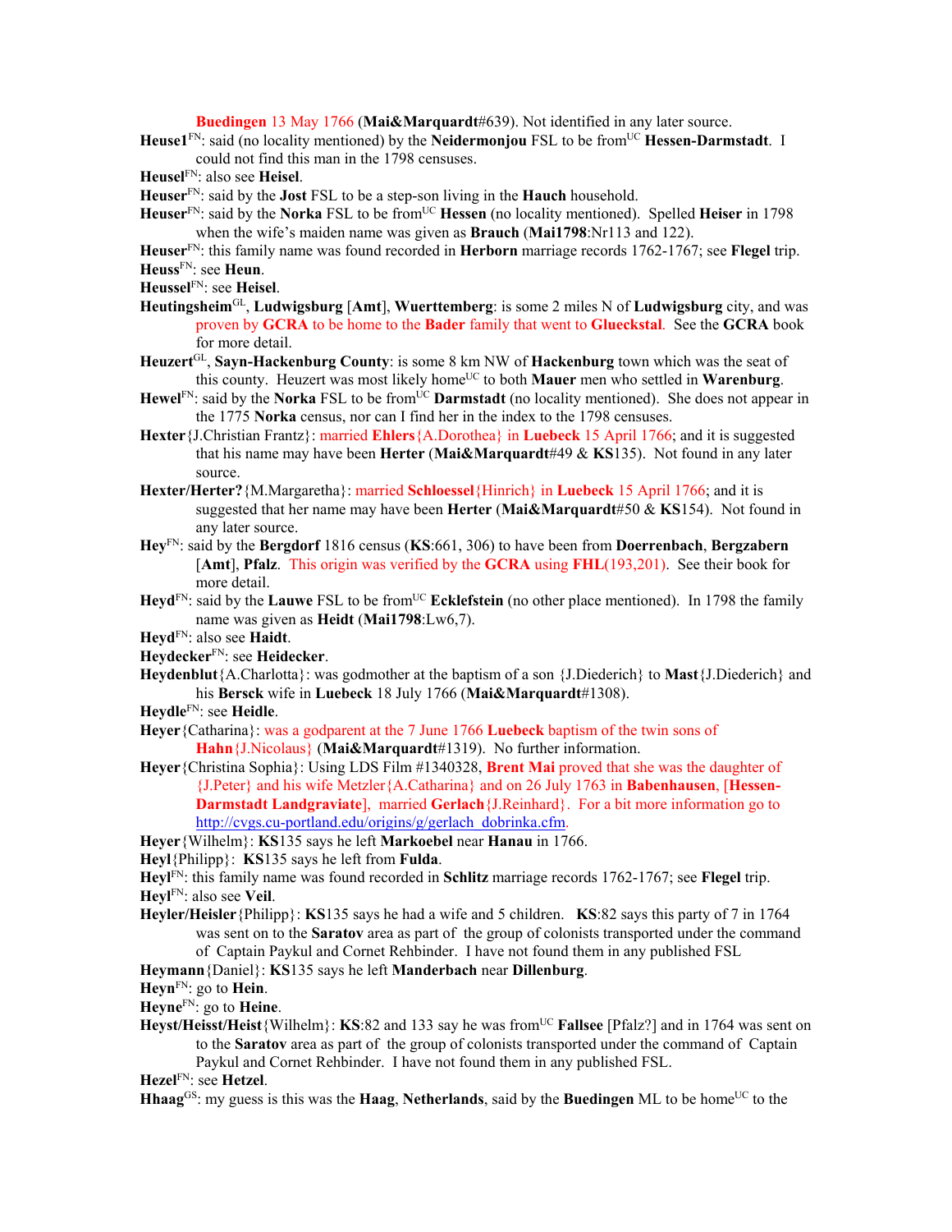**Buedingen** 13 May 1766 (**Mai&Marquardt**#639). Not identified in any later source.

**Heuse1**[FN]: said (no locality mentioned) by the **Neidermonjou** FSL to be from[UC] **Hessen-Darmstadt**. I could not find this man in the 1798 censuses.

**Heusel**[FN]: also see **Heisel**.

**Heuser**[FN]: said by the **Jost** FSL to be a step-son living in the **Hauch** household.

**Heuser**[FN]: said by the **Norka** FSL to be from[UC] **Hessen** (no locality mentioned). Spelled **Heiser** in 1798 when the wife's maiden name was given as **Brauch** (**Mai1798**:Nr113 and 122).

**Heuser**[FN]: this family name was found recorded in **Herborn** marriage records 1762-1767; see **Flegel** trip.

**Heuss**[FN]: see **Heun**.

**Heussel**[FN]: see **Heisel**.

**Heutingsheim**[GL], **Ludwigsburg** [**Amt**], **Wuerttemberg**: is some 2 miles N of **Ludwigsburg** city, and was proven by **GCRA** to be home to the **Bader** family that went to **Glueckstal**. See the **GCRA** book for more detail.

**Heuzert**[GL], **Sayn-Hackenburg County**: is some 8 km NW of **Hackenburg** town which was the seat of this county. Heuzert was most likely home[UC] to both **Mauer** men who settled in **Warenburg**.

**Hewel**[FN]: said by the **Norka** FSL to be from[UC] **Darmstadt** (no locality mentioned). She does not appear in the 1775 **Norka** census, nor can I find her in the index to the 1798 censuses.

**Hexter**{J.Christian Frantz}: married **Ehlers**{A.Dorothea} in **Luebeck** 15 April 1766; and it is suggested that his name may have been **Herter** (**Mai&Marquardt**#49 & **KS**135). Not found in any later source.

**Hexter/Herter?**{M.Margaretha}: married **Schloessel**{Hinrich} in **Luebeck** 15 April 1766; and it is suggested that her name may have been **Herter** (**Mai&Marquardt**#50 & **KS**154). Not found in any later source.

**Hey**[FN]: said by the **Bergdorf** 1816 census (**KS**:661, 306) to have been from **Doerrenbach**, **Bergzabern** [**Amt**], **Pfalz**. This origin was verified by the **GCRA** using **FHL**(193,201). See their book for more detail.

**Heyd**[FN]: said by the **Lauwe** FSL to be from[UC] **Ecklefstein** (no other place mentioned). In 1798 the family name was given as **Heidt** (**Mai1798**:Lw6,7).

**Heyd**[FN]: also see **Haidt**.

**Heydecker**[FN]: see **Heidecker**.

**Heydenblut**{A.Charlotta}: was godmother at the baptism of a son {J.Diederich} to **Mast**{J.Diederich} and his **Bersck** wife in **Luebeck** 18 July 1766 (**Mai&Marquardt**#1308).

**Heydle**[FN]: see **Heidle**.

**Heyer**{Catharina}: was a godparent at the 7 June 1766 **Luebeck** baptism of the twin sons of **Hahn**{J.Nicolaus} (**Mai&Marquardt**#1319). No further information.

**Heyer**{Christina Sophia}: Using LDS Film #1340328, **Brent Mai** proved that she was the daughter of {J.Peter} and his wife Metzler{A.Catharina} and on 26 July 1763 in **Babenhausen**, [**Hessen-Darmstadt Landgraviate**], married **Gerlach**{J.Reinhard}. For a bit more information go to http://cvgs.cu-portland.edu/origins/g/gerlach_dobrinka.cfm.

**Heyer**{Wilhelm}: **KS**135 says he left **Markoebel** near **Hanau** in 1766.

**Heyl**{Philipp}: **KS**135 says he left from **Fulda**.

**Heyl**[FN]: this family name was found recorded in **Schlitz** marriage records 1762-1767; see **Flegel** trip.

**Heyl**[FN]: also see **Veil**.

**Heyler/Heisler**{Philipp}: **KS**135 says he had a wife and 5 children. **KS**:82 says this party of 7 in 1764 was sent on to the **Saratov** area as part of the group of colonists transported under the command of Captain Paykul and Cornet Rehbinder. I have not found them in any published FSL

**Heymann**{Daniel}: **KS**135 says he left **Manderbach** near **Dillenburg**.

**Heyn**[FN]: go to **Hein**.

**Heyne**[FN]: go to **Heine**.

**Heyst/Heisst/Heist**{Wilhelm}: **KS**:82 and 133 say he was from[UC] **Fallsee** [Pfalz?] and in 1764 was sent on to the **Saratov** area as part of the group of colonists transported under the command of Captain Paykul and Cornet Rehbinder. I have not found them in any published FSL.

**Hezel**[FN]: see **Hetzel**.

**Hhaag**[GS]: my guess is this was the **Haag**, **Netherlands**, said by the **Buedingen** ML to be home[UC] to the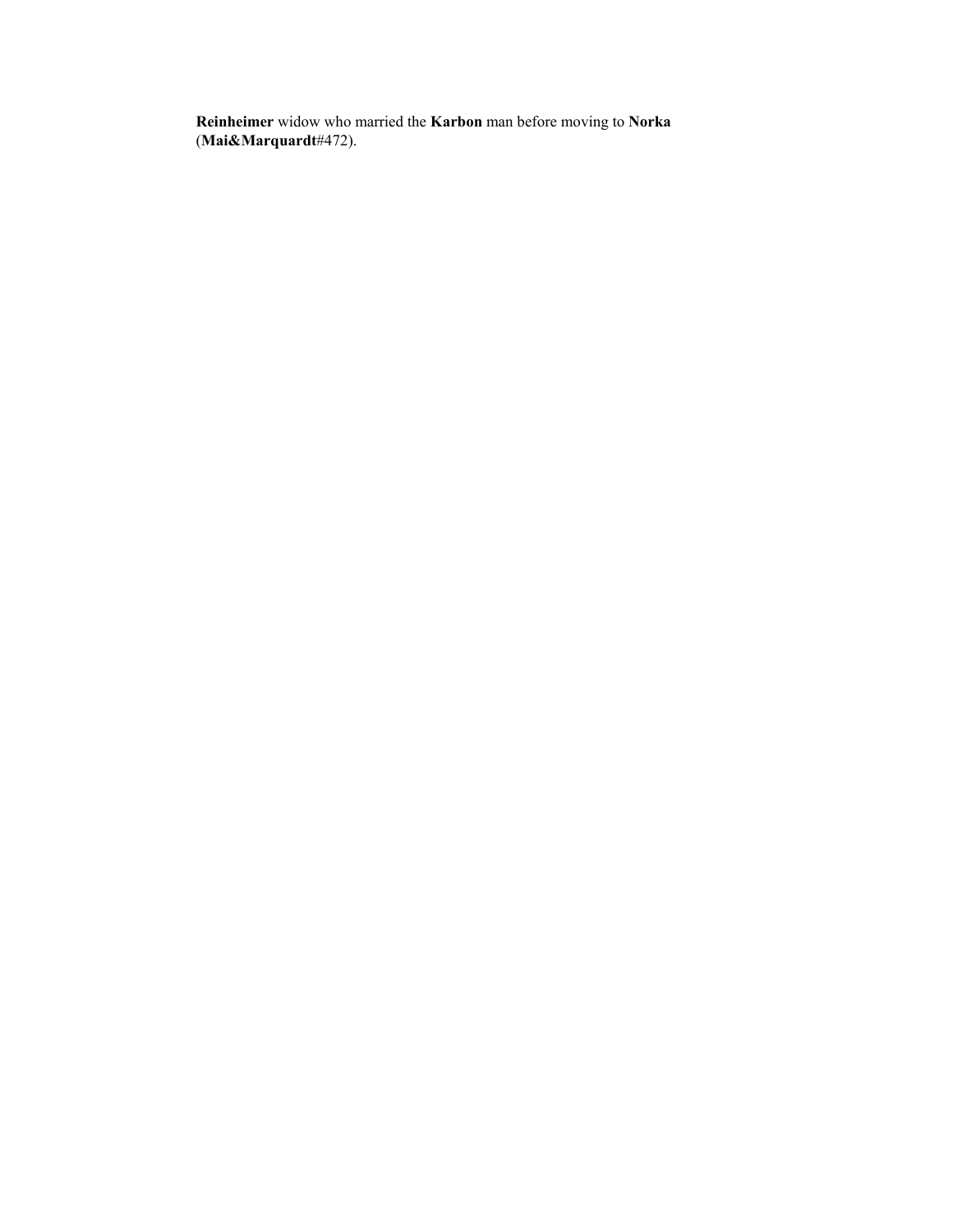**Reinheimer** widow who married the **Karbon** man before moving to **Norka** (**Mai&Marquardt**#472).